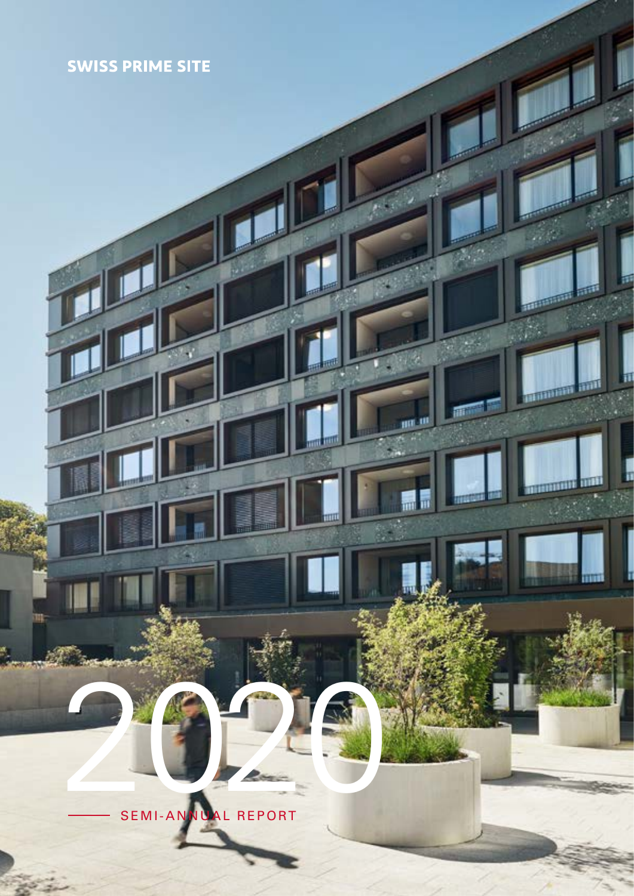**SWISS PRIME SITE**

# 2020

SEMI-ANNUAL REPORT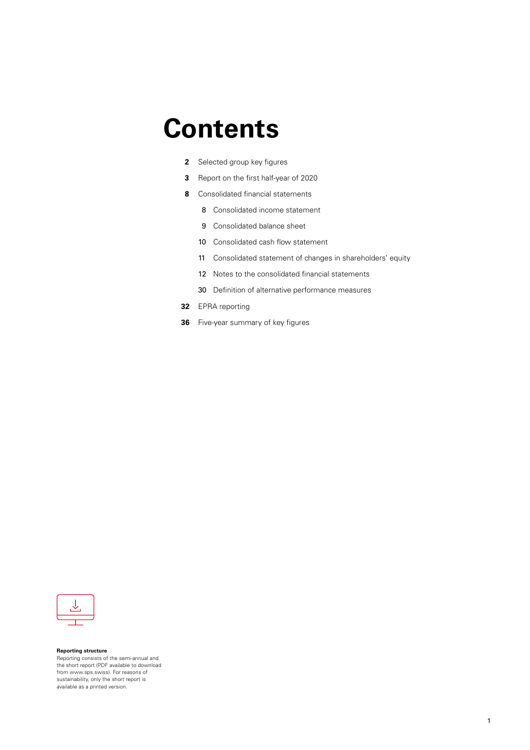# Contents

**2** Selected group key figures

**3** Report on the first half-year of 2020

**8** Consolidated financial statements

- 8 Consolidated income statement
- 9 Consolidated balance sheet
- 10 Consolidated cash flow statement
- 11 Consolidated statement of changes in shareholders' equity
- 12 Notes to the consolidated financial statements
- 30 Definition of alternative performance measures

**32** EPRA reporting

**36** Five-year summary of key figures

**Reporting structure**
Reporting consists of the semi-annual and the short report (PDF available to download from www.sps.swiss). For reasons of sustainability, only the short report is available as a printed version.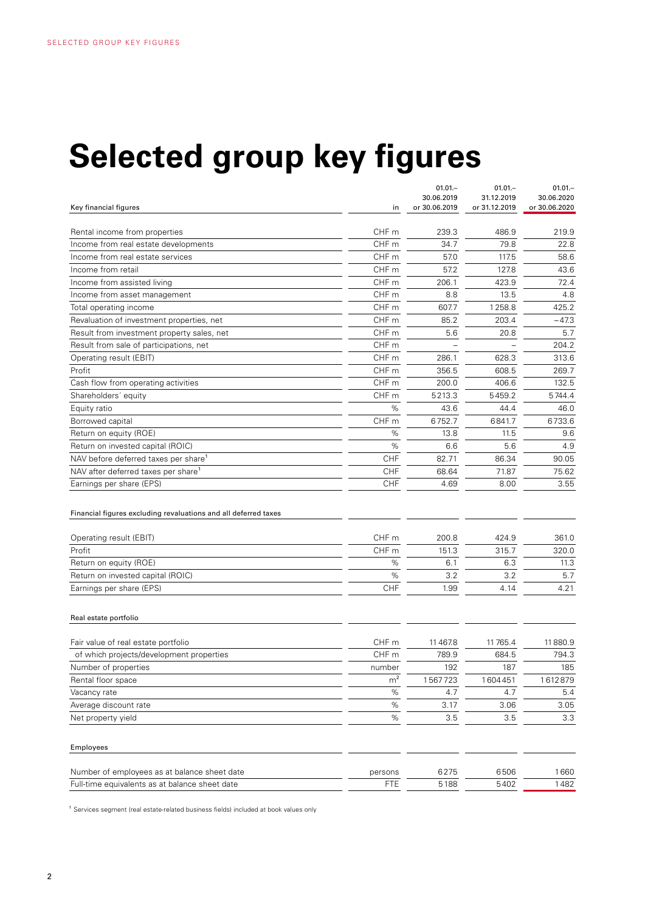# Selected group key figures

| Key financial figures | in | 01.01.– 30.06.2019 or 30.06.2019 | 01.01.– 31.12.2019 or 31.12.2019 | 01.01.– 30.06.2020 or 30.06.2020 |
|---|---|---|---|---|
| Rental income from properties | CHF m | 239.3 | 486.9 | 219.9 |
| Income from real estate developments | CHF m | 34.7 | 79.8 | 22.8 |
| Income from real estate services | CHF m | 57.0 | 117.5 | 58.6 |
| Income from retail | CHF m | 57.2 | 127.8 | 43.6 |
| Income from assisted living | CHF m | 206.1 | 423.9 | 72.4 |
| Income from asset management | CHF m | 8.8 | 13.5 | 4.8 |
| Total operating income | CHF m | 607.7 | 1258.8 | 425.2 |
| Revaluation of investment properties, net | CHF m | 85.2 | 203.4 | −47.3 |
| Result from investment property sales, net | CHF m | 5.6 | 20.8 | 5.7 |
| Result from sale of participations, net | CHF m | – | – | 204.2 |
| Operating result (EBIT) | CHF m | 286.1 | 628.3 | 313.6 |
| Profit | CHF m | 356.5 | 608.5 | 269.7 |
| Cash flow from operating activities | CHF m | 200.0 | 406.6 | 132.5 |
| Shareholders´ equity | CHF m | 5213.3 | 5459.2 | 5744.4 |
| Equity ratio | % | 43.6 | 44.4 | 46.0 |
| Borrowed capital | CHF m | 6752.7 | 6841.7 | 6733.6 |
| Return on equity (ROE) | % | 13.8 | 11.5 | 9.6 |
| Return on invested capital (ROIC) | % | 6.6 | 5.6 | 4.9 |
| NAV before deferred taxes per share[1] | CHF | 82.71 | 86.34 | 90.05 |
| NAV after deferred taxes per share[1] | CHF | 68.64 | 71.87 | 75.62 |
| Earnings per share (EPS) | CHF | 4.69 | 8.00 | 3.55 |
| **Financial figures excluding revaluations and all deferred taxes** | | | | |
| Operating result (EBIT) | CHF m | 200.8 | 424.9 | 361.0 |
| Profit | CHF m | 151.3 | 315.7 | 320.0 |
| Return on equity (ROE) | % | 6.1 | 6.3 | 11.3 |
| Return on invested capital (ROIC) | % | 3.2 | 3.2 | 5.7 |
| Earnings per share (EPS) | CHF | 1.99 | 4.14 | 4.21 |
| **Real estate portfolio** | | | | |
| Fair value of real estate portfolio | CHF m | 11467.8 | 11765.4 | 11880.9 |
| of which projects/development properties | CHF m | 789.9 | 684.5 | 794.3 |
| Number of properties | number | 192 | 187 | 185 |
| Rental floor space | m² | 1567723 | 1604451 | 1612879 |
| Vacancy rate | % | 4.7 | 4.7 | 5.4 |
| Average discount rate | % | 3.17 | 3.06 | 3.05 |
| Net property yield | % | 3.5 | 3.5 | 3.3 |
| **Employees** | | | | |
| Number of employees as at balance sheet date | persons | 6275 | 6506 | 1660 |
| Full-time equivalents as at balance sheet date | FTE | 5188 | 5402 | 1482 |

[1] Services segment (real estate-related business fields) included at book values only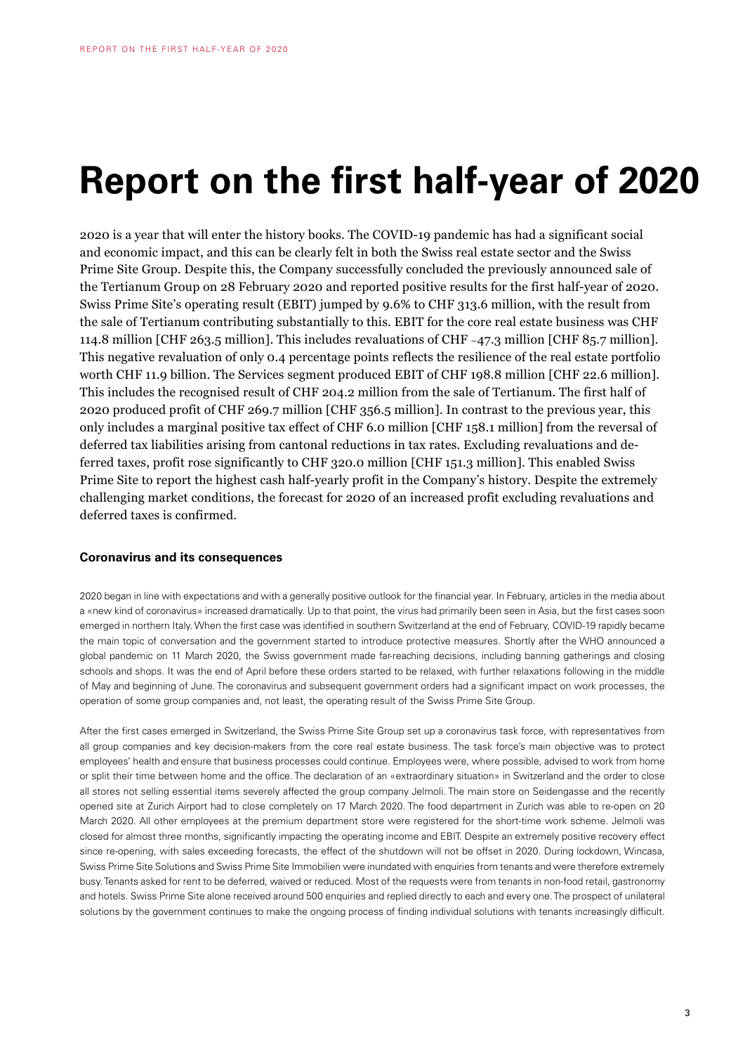# Report on the first half-year of 2020

2020 is a year that will enter the history books. The COVID-19 pandemic has had a significant social and economic impact, and this can be clearly felt in both the Swiss real estate sector and the Swiss Prime Site Group. Despite this, the Company successfully concluded the previously announced sale of the Tertianum Group on 28 February 2020 and reported positive results for the first half-year of 2020. Swiss Prime Site's operating result (EBIT) jumped by 9.6% to CHF 313.6 million, with the result from the sale of Tertianum contributing substantially to this. EBIT for the core real estate business was CHF 114.8 million [CHF 263.5 million]. This includes revaluations of CHF –47.3 million [CHF 85.7 million]. This negative revaluation of only 0.4 percentage points reflects the resilience of the real estate portfolio worth CHF 11.9 billion. The Services segment produced EBIT of CHF 198.8 million [CHF 22.6 million]. This includes the recognised result of CHF 204.2 million from the sale of Tertianum. The first half of 2020 produced profit of CHF 269.7 million [CHF 356.5 million]. In contrast to the previous year, this only includes a marginal positive tax effect of CHF 6.0 million [CHF 158.1 million] from the reversal of deferred tax liabilities arising from cantonal reductions in tax rates. Excluding revaluations and deferred taxes, profit rose significantly to CHF 320.0 million [CHF 151.3 million]. This enabled Swiss Prime Site to report the highest cash half-yearly profit in the Company's history. Despite the extremely challenging market conditions, the forecast for 2020 of an increased profit excluding revaluations and deferred taxes is confirmed.

### Coronavirus and its consequences

2020 began in line with expectations and with a generally positive outlook for the financial year. In February, articles in the media about a «new kind of coronavirus» increased dramatically. Up to that point, the virus had primarily been seen in Asia, but the first cases soon emerged in northern Italy. When the first case was identified in southern Switzerland at the end of February, COVID-19 rapidly became the main topic of conversation and the government started to introduce protective measures. Shortly after the WHO announced a global pandemic on 11 March 2020, the Swiss government made far-reaching decisions, including banning gatherings and closing schools and shops. It was the end of April before these orders started to be relaxed, with further relaxations following in the middle of May and beginning of June. The coronavirus and subsequent government orders had a significant impact on work processes, the operation of some group companies and, not least, the operating result of the Swiss Prime Site Group.

After the first cases emerged in Switzerland, the Swiss Prime Site Group set up a coronavirus task force, with representatives from all group companies and key decision-makers from the core real estate business. The task force's main objective was to protect employees' health and ensure that business processes could continue. Employees were, where possible, advised to work from home or split their time between home and the office. The declaration of an «extraordinary situation» in Switzerland and the order to close all stores not selling essential items severely affected the group company Jelmoli. The main store on Seidengasse and the recently opened site at Zurich Airport had to close completely on 17 March 2020. The food department in Zurich was able to re-open on 20 March 2020. All other employees at the premium department store were registered for the short-time work scheme. Jelmoli was closed for almost three months, significantly impacting the operating income and EBIT. Despite an extremely positive recovery effect since re-opening, with sales exceeding forecasts, the effect of the shutdown will not be offset in 2020. During lockdown, Wincasa, Swiss Prime Site Solutions and Swiss Prime Site Immobilien were inundated with enquiries from tenants and were therefore extremely busy. Tenants asked for rent to be deferred, waived or reduced. Most of the requests were from tenants in non-food retail, gastronomy and hotels. Swiss Prime Site alone received around 500 enquiries and replied directly to each and every one. The prospect of unilateral solutions by the government continues to make the ongoing process of finding individual solutions with tenants increasingly difficult.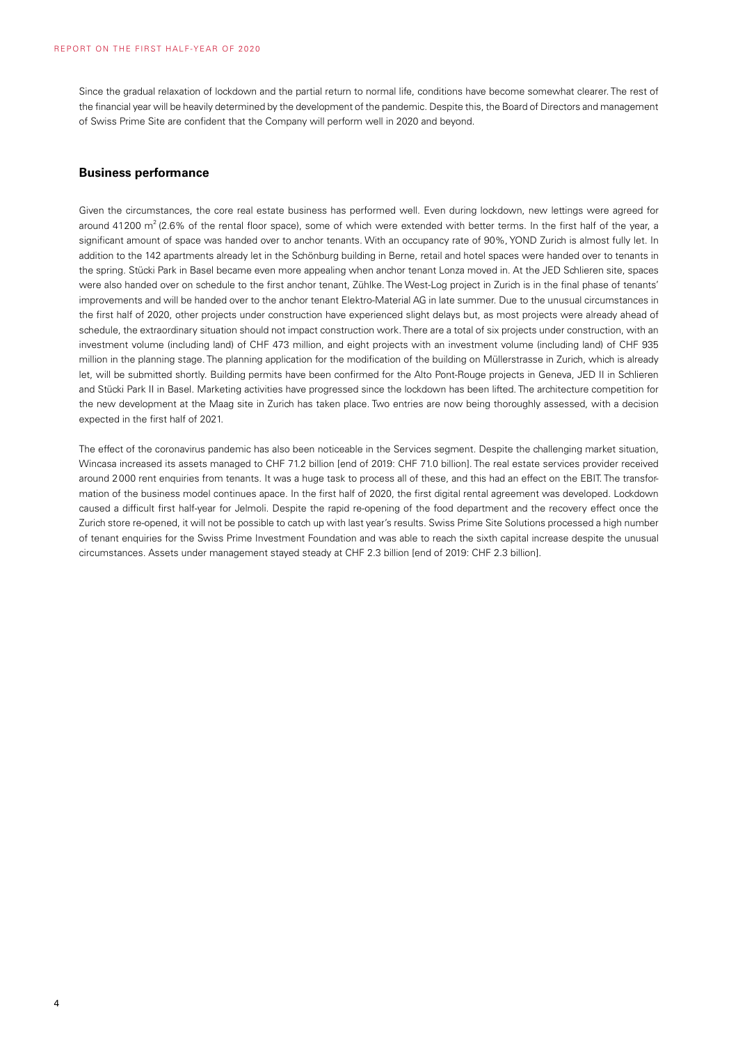Since the gradual relaxation of lockdown and the partial return to normal life, conditions have become somewhat clearer. The rest of the financial year will be heavily determined by the development of the pandemic. Despite this, the Board of Directors and management of Swiss Prime Site are confident that the Company will perform well in 2020 and beyond.

## Business performance

Given the circumstances, the core real estate business has performed well. Even during lockdown, new lettings were agreed for around 41200 $m^2$ (2.6% of the rental floor space), some of which were extended with better terms. In the first half of the year, a significant amount of space was handed over to anchor tenants. With an occupancy rate of 90%, YOND Zurich is almost fully let. In addition to the 142 apartments already let in the Schönburg building in Berne, retail and hotel spaces were handed over to tenants in the spring. Stücki Park in Basel became even more appealing when anchor tenant Lonza moved in. At the JED Schlieren site, spaces were also handed over on schedule to the first anchor tenant, Zühlke. The West-Log project in Zurich is in the final phase of tenants' improvements and will be handed over to the anchor tenant Elektro-Material AG in late summer. Due to the unusual circumstances in the first half of 2020, other projects under construction have experienced slight delays but, as most projects were already ahead of schedule, the extraordinary situation should not impact construction work. There are a total of six projects under construction, with an investment volume (including land) of CHF 473 million, and eight projects with an investment volume (including land) of CHF 935 million in the planning stage. The planning application for the modification of the building on Müllerstrasse in Zurich, which is already let, will be submitted shortly. Building permits have been confirmed for the Alto Pont-Rouge projects in Geneva, JED II in Schlieren and Stücki Park II in Basel. Marketing activities have progressed since the lockdown has been lifted. The architecture competition for the new development at the Maag site in Zurich has taken place. Two entries are now being thoroughly assessed, with a decision expected in the first half of 2021.

The effect of the coronavirus pandemic has also been noticeable in the Services segment. Despite the challenging market situation, Wincasa increased its assets managed to CHF 71.2 billion [end of 2019: CHF 71.0 billion]. The real estate services provider received around 2000 rent enquiries from tenants. It was a huge task to process all of these, and this had an effect on the EBIT. The transformation of the business model continues apace. In the first half of 2020, the first digital rental agreement was developed. Lockdown caused a difficult first half-year for Jelmoli. Despite the rapid re-opening of the food department and the recovery effect once the Zurich store re-opened, it will not be possible to catch up with last year's results. Swiss Prime Site Solutions processed a high number of tenant enquiries for the Swiss Prime Investment Foundation and was able to reach the sixth capital increase despite the unusual circumstances. Assets under management stayed steady at CHF 2.3 billion [end of 2019: CHF 2.3 billion].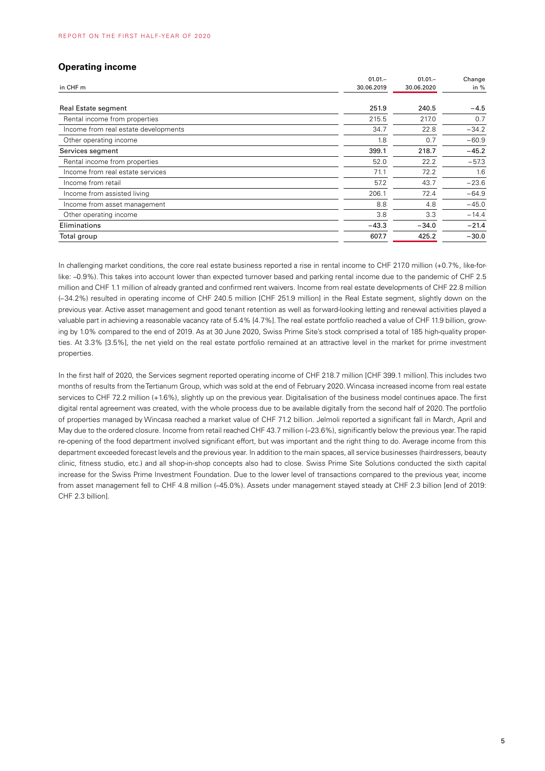## Operating income

| in CHF m | 01.01.– 30.06.2019 | 01.01.– 30.06.2020 | Change in % |
|---|---|---|---|
| Real Estate segment | 251.9 | 240.5 | −4.5 |
| Rental income from properties | 215.5 | 217.0 | 0.7 |
| Income from real estate developments | 34.7 | 22.8 | −34.2 |
| Other operating income | 1.8 | 0.7 | −60.9 |
| Services segment | 399.1 | 218.7 | −45.2 |
| Rental income from properties | 52.0 | 22.2 | −57.3 |
| Income from real estate services | 71.1 | 72.2 | 1.6 |
| Income from retail | 57.2 | 43.7 | −23.6 |
| Income from assisted living | 206.1 | 72.4 | −64.9 |
| Income from asset management | 8.8 | 4.8 | −45.0 |
| Other operating income | 3.8 | 3.3 | −14.4 |
| Eliminations | −43.3 | −34.0 | −21.4 |
| Total group | 607.7 | 425.2 | −30.0 |

In challenging market conditions, the core real estate business reported a rise in rental income to CHF 217.0 million (+0.7%, like-for-like: –0.9%). This takes into account lower than expected turnover based and parking rental income due to the pandemic of CHF 2.5 million and CHF 1.1 million of already granted and confirmed rent waivers. Income from real estate developments of CHF 22.8 million (–34.2%) resulted in operating income of CHF 240.5 million [CHF 251.9 million] in the Real Estate segment, slightly down on the previous year. Active asset management and good tenant retention as well as forward-looking letting and renewal activities played a valuable part in achieving a reasonable vacancy rate of 5.4% [4.7%]. The real estate portfolio reached a value of CHF 11.9 billion, growing by 1.0% compared to the end of 2019. As at 30 June 2020, Swiss Prime Site's stock comprised a total of 185 high-quality properties. At 3.3% [3.5%], the net yield on the real estate portfolio remained at an attractive level in the market for prime investment properties.

In the first half of 2020, the Services segment reported operating income of CHF 218.7 million [CHF 399.1 million]. This includes two months of results from the Tertianum Group, which was sold at the end of February 2020. Wincasa increased income from real estate services to CHF 72.2 million (+1.6%), slightly up on the previous year. Digitalisation of the business model continues apace. The first digital rental agreement was created, with the whole process due to be available digitally from the second half of 2020. The portfolio of properties managed by Wincasa reached a market value of CHF 71.2 billion. Jelmoli reported a significant fall in March, April and May due to the ordered closure. Income from retail reached CHF 43.7 million (–23.6%), significantly below the previous year. The rapid re-opening of the food department involved significant effort, but was important and the right thing to do. Average income from this department exceeded forecast levels and the previous year. In addition to the main spaces, all service businesses (hairdressers, beauty clinic, fitness studio, etc.) and all shop-in-shop concepts also had to close. Swiss Prime Site Solutions conducted the sixth capital increase for the Swiss Prime Investment Foundation. Due to the lower level of transactions compared to the previous year, income from asset management fell to CHF 4.8 million (–45.0%). Assets under management stayed steady at CHF 2.3 billion [end of 2019: CHF 2.3 billion].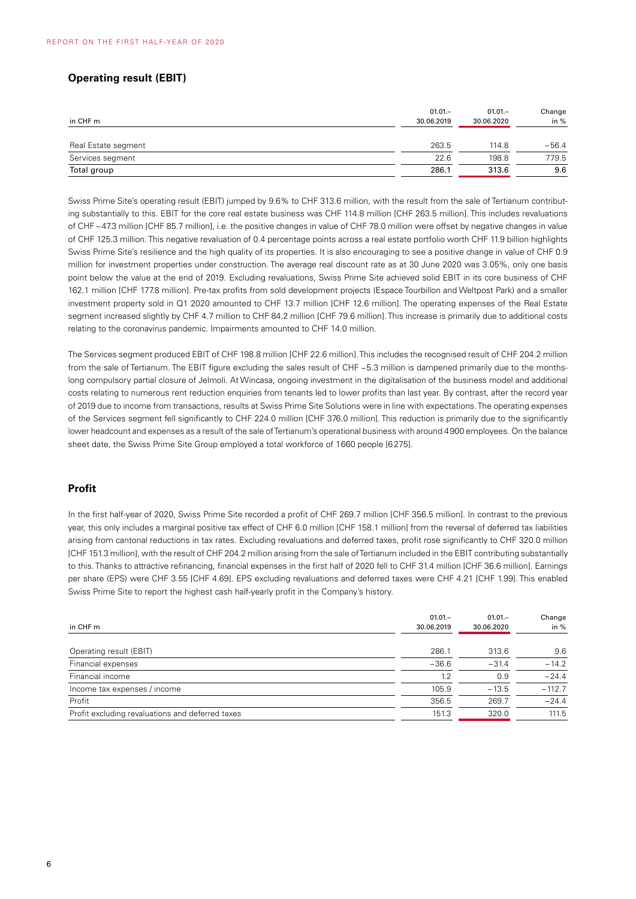## Operating result (EBIT)

| in CHF m | 01.01.– 30.06.2019 | 01.01.– 30.06.2020 | Change in % |
|---|---|---|---|
| Real Estate segment | 263.5 | 114.8 | −56.4 |
| Services segment | 22.6 | 198.8 | 779.5 |
| Total group | 286.1 | 313.6 | 9.6 |

Swiss Prime Site's operating result (EBIT) jumped by 9.6% to CHF 313.6 million, with the result from the sale of Tertianum contributing substantially to this. EBIT for the core real estate business was CHF 114.8 million [CHF 263.5 million]. This includes revaluations of CHF −47.3 million [CHF 85.7 million], i.e. the positive changes in value of CHF 78.0 million were offset by negative changes in value of CHF 125.3 million. This negative revaluation of 0.4 percentage points across a real estate portfolio worth CHF 11.9 billion highlights Swiss Prime Site's resilience and the high quality of its properties. It is also encouraging to see a positive change in value of CHF 0.9 million for investment properties under construction. The average real discount rate as at 30 June 2020 was 3.05%, only one basis point below the value at the end of 2019. Excluding revaluations, Swiss Prime Site achieved solid EBIT in its core business of CHF 162.1 million [CHF 177.8 million]. Pre-tax profits from sold development projects (Espace Tourbillon and Weltpost Park) and a smaller investment property sold in Q1 2020 amounted to CHF 13.7 million [CHF 12.6 million]. The operating expenses of the Real Estate segment increased slightly by CHF 4.7 million to CHF 84.2 million [CHF 79.6 million]. This increase is primarily due to additional costs relating to the coronavirus pandemic. Impairments amounted to CHF 14.0 million.

The Services segment produced EBIT of CHF 198.8 million [CHF 22.6 million]. This includes the recognised result of CHF 204.2 million from the sale of Tertianum. The EBIT figure excluding the sales result of CHF −5.3 million is dampened primarily due to the months-long compulsory partial closure of Jelmoli. At Wincasa, ongoing investment in the digitalisation of the business model and additional costs relating to numerous rent reduction enquiries from tenants led to lower profits than last year. By contrast, after the record year of 2019 due to income from transactions, results at Swiss Prime Site Solutions were in line with expectations. The operating expenses of the Services segment fell significantly to CHF 224.0 million [CHF 376.0 million]. This reduction is primarily due to the significantly lower headcount and expenses as a result of the sale of Tertianum's operational business with around 4900 employees. On the balance sheet date, the Swiss Prime Site Group employed a total workforce of 1660 people [6275].

## Profit

In the first half-year of 2020, Swiss Prime Site recorded a profit of CHF 269.7 million [CHF 356.5 million]. In contrast to the previous year, this only includes a marginal positive tax effect of CHF 6.0 million [CHF 158.1 million] from the reversal of deferred tax liabilities arising from cantonal reductions in tax rates. Excluding revaluations and deferred taxes, profit rose significantly to CHF 320.0 million [CHF 151.3 million], with the result of CHF 204.2 million arising from the sale of Tertianum included in the EBIT contributing substantially to this. Thanks to attractive refinancing, financial expenses in the first half of 2020 fell to CHF 31.4 million [CHF 36.6 million]. Earnings per share (EPS) were CHF 3.55 [CHF 4.69]. EPS excluding revaluations and deferred taxes were CHF 4.21 [CHF 1.99]. This enabled Swiss Prime Site to report the highest cash half-yearly profit in the Company's history.

| in CHF m | 01.01.– 30.06.2019 | 01.01.– 30.06.2020 | Change in % |
|---|---|---|---|
| Operating result (EBIT) | 286.1 | 313.6 | 9.6 |
| Financial expenses | −36.6 | −31.4 | −14.2 |
| Financial income | 1.2 | 0.9 | −24.4 |
| Income tax expenses / income | 105.9 | −13.5 | −112.7 |
| Profit | 356.5 | 269.7 | −24.4 |
| Profit excluding revaluations and deferred taxes | 151.3 | 320.0 | 111.5 |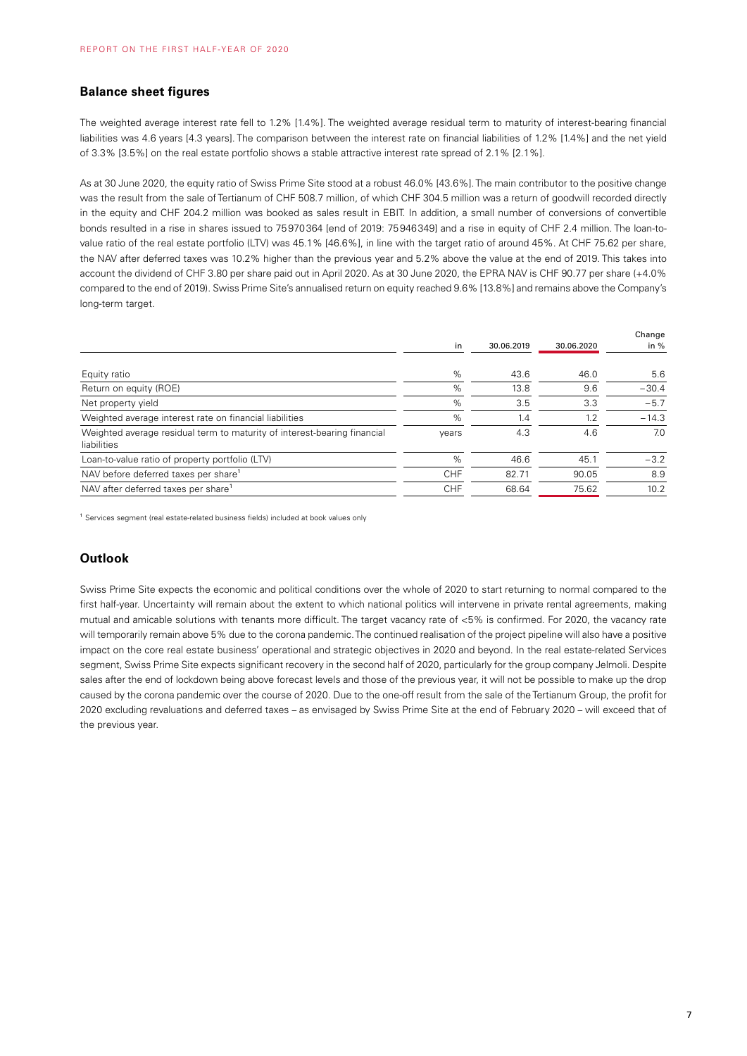## Balance sheet figures

The weighted average interest rate fell to 1.2% [1.4%]. The weighted average residual term to maturity of interest-bearing financial liabilities was 4.6 years [4.3 years]. The comparison between the interest rate on financial liabilities of 1.2% [1.4%] and the net yield of 3.3% [3.5%] on the real estate portfolio shows a stable attractive interest rate spread of 2.1% [2.1%].

As at 30 June 2020, the equity ratio of Swiss Prime Site stood at a robust 46.0% [43.6%]. The main contributor to the positive change was the result from the sale of Tertianum of CHF 508.7 million, of which CHF 304.5 million was a return of goodwill recorded directly in the equity and CHF 204.2 million was booked as sales result in EBIT. In addition, a small number of conversions of convertible bonds resulted in a rise in shares issued to 75970364 [end of 2019: 75946349] and a rise in equity of CHF 2.4 million. The loan-to-value ratio of the real estate portfolio (LTV) was 45.1% [46.6%], in line with the target ratio of around 45%. At CHF 75.62 per share, the NAV after deferred taxes was 10.2% higher than the previous year and 5.2% above the value at the end of 2019. This takes into account the dividend of CHF 3.80 per share paid out in April 2020. As at 30 June 2020, the EPRA NAV is CHF 90.77 per share (+4.0% compared to the end of 2019). Swiss Prime Site's annualised return on equity reached 9.6% [13.8%] and remains above the Company's long-term target.

| | in | 30.06.2019 | 30.06.2020 | Change in % |
|---|---|---|---|---|
| Equity ratio | % | 43.6 | 46.0 | 5.6 |
| Return on equity (ROE) | % | 13.8 | 9.6 | −30.4 |
| Net property yield | % | 3.5 | 3.3 | −5.7 |
| Weighted average interest rate on financial liabilities | % | 1.4 | 1.2 | −14.3 |
| Weighted average residual term to maturity of interest-bearing financial liabilities | years | 4.3 | 4.6 | 7.0 |
| Loan-to-value ratio of property portfolio (LTV) | % | 46.6 | 45.1 | −3.2 |
| NAV before deferred taxes per share[1] | CHF | 82.71 | 90.05 | 8.9 |
| NAV after deferred taxes per share[1] | CHF | 68.64 | 75.62 | 10.2 |

[1] Services segment (real estate-related business fields) included at book values only

## Outlook

Swiss Prime Site expects the economic and political conditions over the whole of 2020 to start returning to normal compared to the first half-year. Uncertainty will remain about the extent to which national politics will intervene in private rental agreements, making mutual and amicable solutions with tenants more difficult. The target vacancy rate of <5% is confirmed. For 2020, the vacancy rate will temporarily remain above 5% due to the corona pandemic. The continued realisation of the project pipeline will also have a positive impact on the core real estate business' operational and strategic objectives in 2020 and beyond. In the real estate-related Services segment, Swiss Prime Site expects significant recovery in the second half of 2020, particularly for the group company Jelmoli. Despite sales after the end of lockdown being above forecast levels and those of the previous year, it will not be possible to make up the drop caused by the corona pandemic over the course of 2020. Due to the one-off result from the sale of the Tertianum Group, the profit for 2020 excluding revaluations and deferred taxes – as envisaged by Swiss Prime Site at the end of February 2020 – will exceed that of the previous year.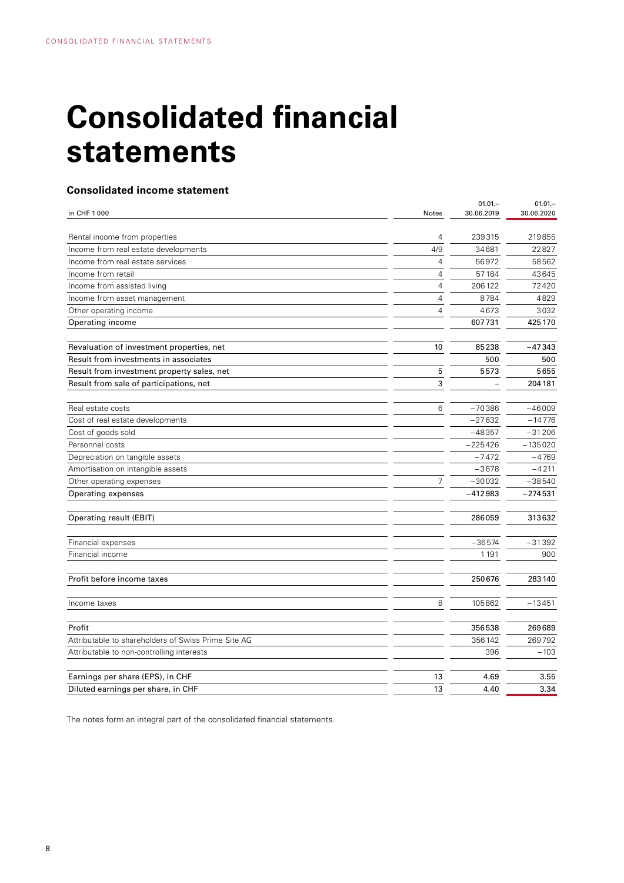# Consolidated financial statements

### Consolidated income statement

| in CHF 1 000 | Notes | 01.01.– 30.06.2019 | 01.01.– 30.06.2020 |
|---|---|---|---|
| Rental income from properties | 4 | 239315 | 219855 |
| Income from real estate developments | 4/9 | 34681 | 22827 |
| Income from real estate services | 4 | 56972 | 58562 |
| Income from retail | 4 | 57184 | 43645 |
| Income from assisted living | 4 | 206122 | 72420 |
| Income from asset management | 4 | 8784 | 4829 |
| Other operating income | 4 | 4673 | 3032 |
| Operating income | | 607731 | 425170 |
| | | | |
| Revaluation of investment properties, net | 10 | 85238 | −47343 |
| Result from investments in associates | | 500 | 500 |
| Result from investment property sales, net | 5 | 5573 | 5655 |
| Result from sale of participations, net | 3 | – | 204181 |
| | | | |
| Real estate costs | 6 | −70386 | −46009 |
| Cost of real estate developments | | −27632 | −14776 |
| Cost of goods sold | | −48357 | −31206 |
| Personnel costs | | −225426 | −135020 |
| Depreciation on tangible assets | | −7472 | −4769 |
| Amortisation on intangible assets | | −3678 | −4211 |
| Other operating expenses | 7 | −30032 | −38540 |
| Operating expenses | | −412983 | −274531 |
| | | | |
| Operating result (EBIT) | | 286059 | 313632 |
| | | | |
| Financial expenses | | −36574 | −31392 |
| Financial income | | 1191 | 900 |
| | | | |
| Profit before income taxes | | 250676 | 283140 |
| | | | |
| Income taxes | 8 | 105862 | −13451 |
| | | | |
| Profit | | 356538 | 269689 |
| Attributable to shareholders of Swiss Prime Site AG | | 356142 | 269792 |
| Attributable to non-controlling interests | | 396 | −103 |
| | | | |
| Earnings per share (EPS), in CHF | 13 | 4.69 | 3.55 |
| Diluted earnings per share, in CHF | 13 | 4.40 | 3.34 |

The notes form an integral part of the consolidated financial statements.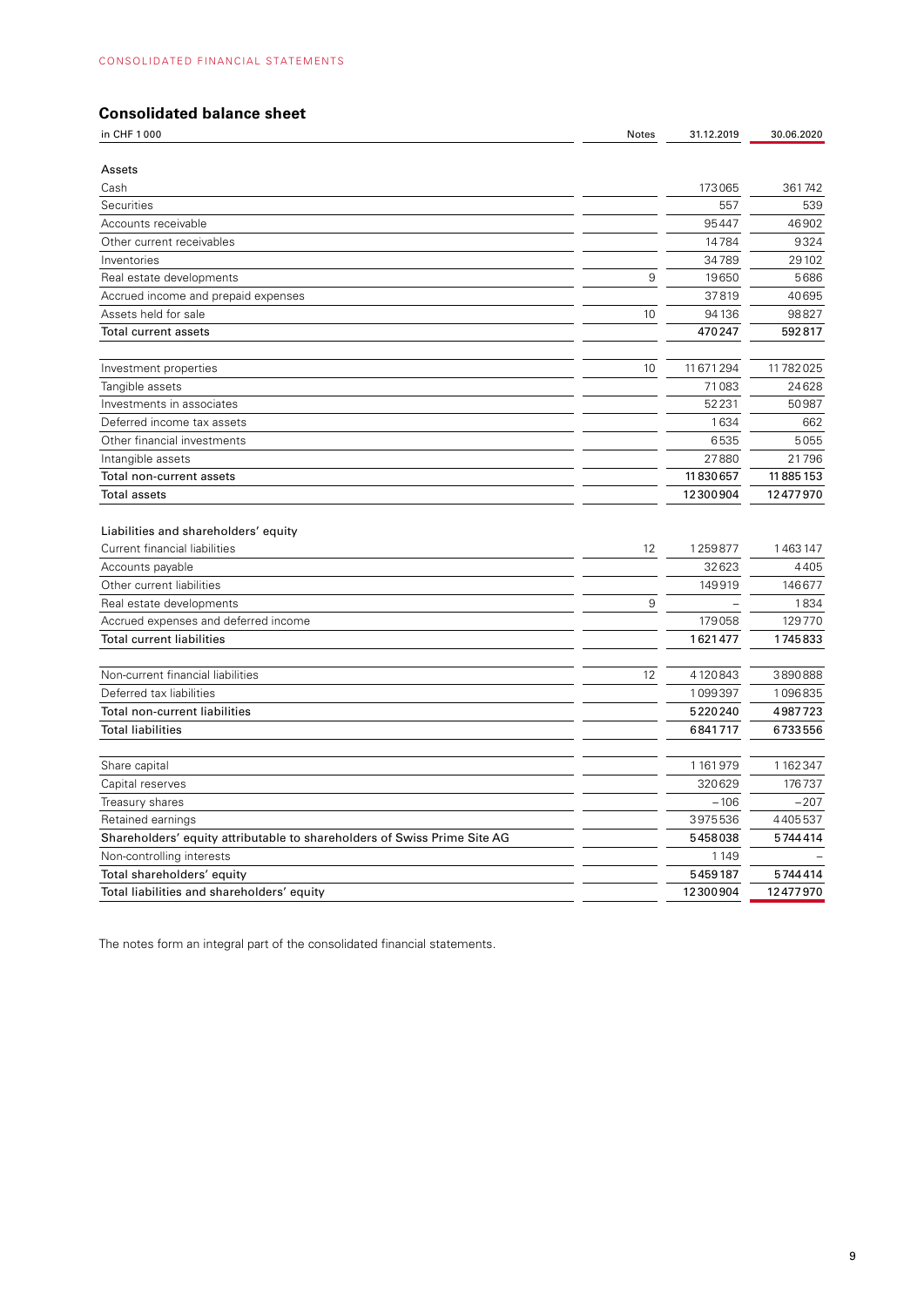CONSOLIDATED FINANCIAL STATEMENTS

## Consolidated balance sheet

| in CHF 1 000 | Notes | 31.12.2019 | 30.06.2020 |
|---|---|---|---|
| **Assets** | | | |
| Cash | | 173 065 | 361 742 |
| Securities | | 557 | 539 |
| Accounts receivable | | 95 447 | 46 902 |
| Other current receivables | | 14 784 | 9 324 |
| Inventories | | 34 789 | 29 102 |
| Real estate developments | 9 | 19 650 | 5 686 |
| Accrued income and prepaid expenses | | 37 819 | 40 695 |
| Assets held for sale | 10 | 94 136 | 98 827 |
| **Total current assets** | | **470 247** | **592 817** |
| | | | |
| Investment properties | 10 | 11 671 294 | 11 782 025 |
| Tangible assets | | 71 083 | 24 628 |
| Investments in associates | | 52 231 | 50 987 |
| Deferred income tax assets | | 1 634 | 662 |
| Other financial investments | | 6 535 | 5 055 |
| Intangible assets | | 27 880 | 21 796 |
| **Total non-current assets** | | **11 830 657** | **11 885 153** |
| **Total assets** | | **12 300 904** | **12 477 970** |
| | | | |
| **Liabilities and shareholders' equity** | | | |
| Current financial liabilities | 12 | 1 259 877 | 1 463 147 |
| Accounts payable | | 32 623 | 4 405 |
| Other current liabilities | | 149 919 | 146 677 |
| Real estate developments | 9 | – | 1 834 |
| Accrued expenses and deferred income | | 179 058 | 129 770 |
| **Total current liabilities** | | **1 621 477** | **1 745 833** |
| | | | |
| Non-current financial liabilities | 12 | 4 120 843 | 3 890 888 |
| Deferred tax liabilities | | 1 099 397 | 1 096 835 |
| **Total non-current liabilities** | | **5 220 240** | **4 987 723** |
| **Total liabilities** | | **6 841 717** | **6 733 556** |
| | | | |
| Share capital | | 1 161 979 | 1 162 347 |
| Capital reserves | | 320 629 | 176 737 |
| Treasury shares | | –106 | –207 |
| Retained earnings | | 3 975 536 | 4 405 537 |
| **Shareholders' equity attributable to shareholders of Swiss Prime Site AG** | | **5 458 038** | **5 744 414** |
| Non-controlling interests | | 1 149 | – |
| **Total shareholders' equity** | | **5 459 187** | **5 744 414** |
| **Total liabilities and shareholders' equity** | | **12 300 904** | **12 477 970** |

The notes form an integral part of the consolidated financial statements.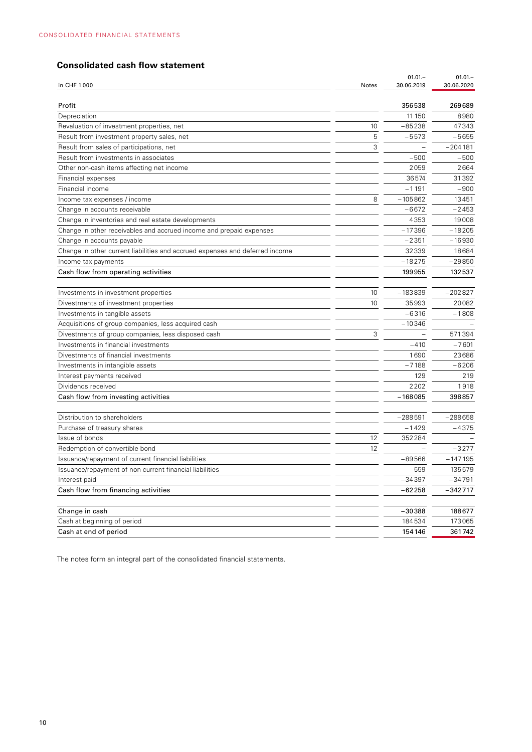## Consolidated cash flow statement

| in CHF 1 000 | Notes | 01.01.–30.06.2019 | 01.01.–30.06.2020 |
|---|---|---|---|
| Profit | | 356538 | 269689 |
| Depreciation | | 11150 | 8980 |
| Revaluation of investment properties, net | 10 | −85238 | 47343 |
| Result from investment property sales, net | 5 | −5573 | −5655 |
| Result from sales of participations, net | 3 | – | −204181 |
| Result from investments in associates | | −500 | −500 |
| Other non-cash items affecting net income | | 2059 | 2664 |
| Financial expenses | | 36574 | 31392 |
| Financial income | | −1191 | −900 |
| Income tax expenses / income | 8 | −105862 | 13451 |
| Change in accounts receivable | | −6672 | −2453 |
| Change in inventories and real estate developments | | 4353 | 19008 |
| Change in other receivables and accrued income and prepaid expenses | | −17396 | −18205 |
| Change in accounts payable | | −2351 | −16930 |
| Change in other current liabilities and accrued expenses and deferred income | | 32339 | 18684 |
| Income tax payments | | −18275 | −29850 |
| **Cash flow from operating activities** | | **199955** | **132537** |
| | | | |
| Investments in investment properties | 10 | −183839 | −202827 |
| Divestments of investment properties | 10 | 35993 | 20082 |
| Investments in tangible assets | | −6316 | −1808 |
| Acquisitions of group companies, less acquired cash | | −10346 | – |
| Divestments of group companies, less disposed cash | 3 | – | 571394 |
| Investments in financial investments | | −410 | −7601 |
| Divestments of financial investments | | 1690 | 23686 |
| Investments in intangible assets | | −7188 | −6206 |
| Interest payments received | | 129 | 219 |
| Dividends received | | 2202 | 1918 |
| **Cash flow from investing activities** | | **−168085** | **398857** |
| | | | |
| Distribution to shareholders | | −288591 | −288658 |
| Purchase of treasury shares | | −1429 | −4375 |
| Issue of bonds | 12 | 352284 | – |
| Redemption of convertible bond | 12 | – | −3277 |
| Issuance/repayment of current financial liabilities | | −89566 | −147195 |
| Issuance/repayment of non-current financial liabilities | | −559 | 135579 |
| Interest paid | | −34397 | −34791 |
| **Cash flow from financing activities** | | **−62258** | **−342717** |
| | | | |
| Change in cash | | −30388 | 188677 |
| Cash at beginning of period | | 184534 | 173065 |
| Cash at end of period | | 154146 | 361742 |

The notes form an integral part of the consolidated financial statements.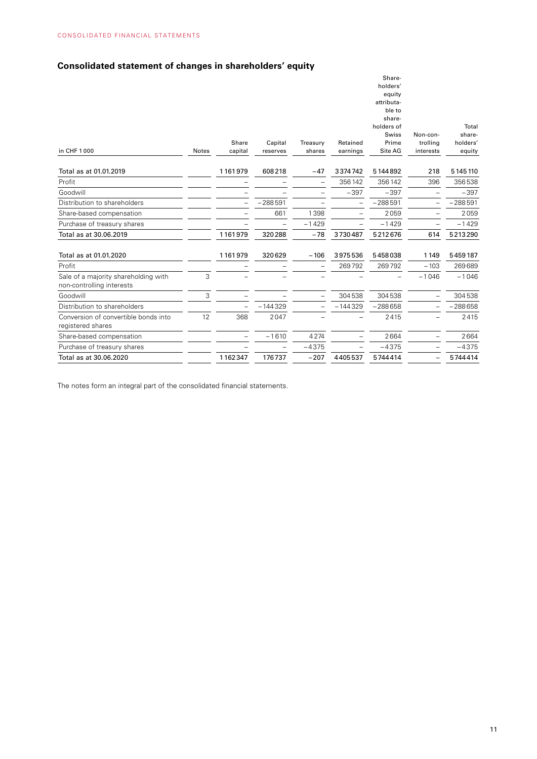## Consolidated statement of changes in shareholders' equity

| in CHF 1 000 | Notes | Share capital | Capital reserves | Treasury shares | Retained earnings | Shareholders' equity attributable to shareholders of Swiss Prime Site AG | Non-controlling interests | Total shareholders' equity |
|---|---|---|---|---|---|---|---|---|
| Total as at 01.01.2019 | | 1 161 979 | 608 218 | –47 | 3 374 742 | 5 144 892 | 218 | 5 145 110 |
| Profit | | – | – | – | 356 142 | 356 142 | 396 | 356 538 |
| Goodwill | | – | – | – | –397 | –397 | – | –397 |
| Distribution to shareholders | | – | –288 591 | – | – | –288 591 | – | –288 591 |
| Share-based compensation | | – | 661 | 1 398 | – | 2 059 | – | 2 059 |
| Purchase of treasury shares | | – | – | –1 429 | – | –1 429 | – | –1 429 |
| Total as at 30.06.2019 | | 1 161 979 | 320 288 | –78 | 3 730 487 | 5 212 676 | 614 | 5 213 290 |
| | | | | | | | | |
| Total as at 01.01.2020 | | 1 161 979 | 320 629 | –106 | 3 975 536 | 5 458 038 | 1 149 | 5 459 187 |
| Profit | | – | – | – | 269 792 | 269 792 | –103 | 269 689 |
| Sale of a majority shareholding with non-controlling interests | 3 | – | – | – | – | – | –1 046 | –1 046 |
| Goodwill | 3 | – | – | – | 304 538 | 304 538 | – | 304 538 |
| Distribution to shareholders | | – | –144 329 | – | –144 329 | –288 658 | – | –288 658 |
| Conversion of convertible bonds into registered shares | 12 | 368 | 2 047 | – | – | 2 415 | – | 2 415 |
| Share-based compensation | | – | –1 610 | 4 274 | – | 2 664 | – | 2 664 |
| Purchase of treasury shares | | – | – | –4 375 | – | –4 375 | – | –4 375 |
| Total as at 30.06.2020 | | 1 162 347 | 176 737 | –207 | 4 405 537 | 5 744 414 | – | 5 744 414 |

The notes form an integral part of the consolidated financial statements.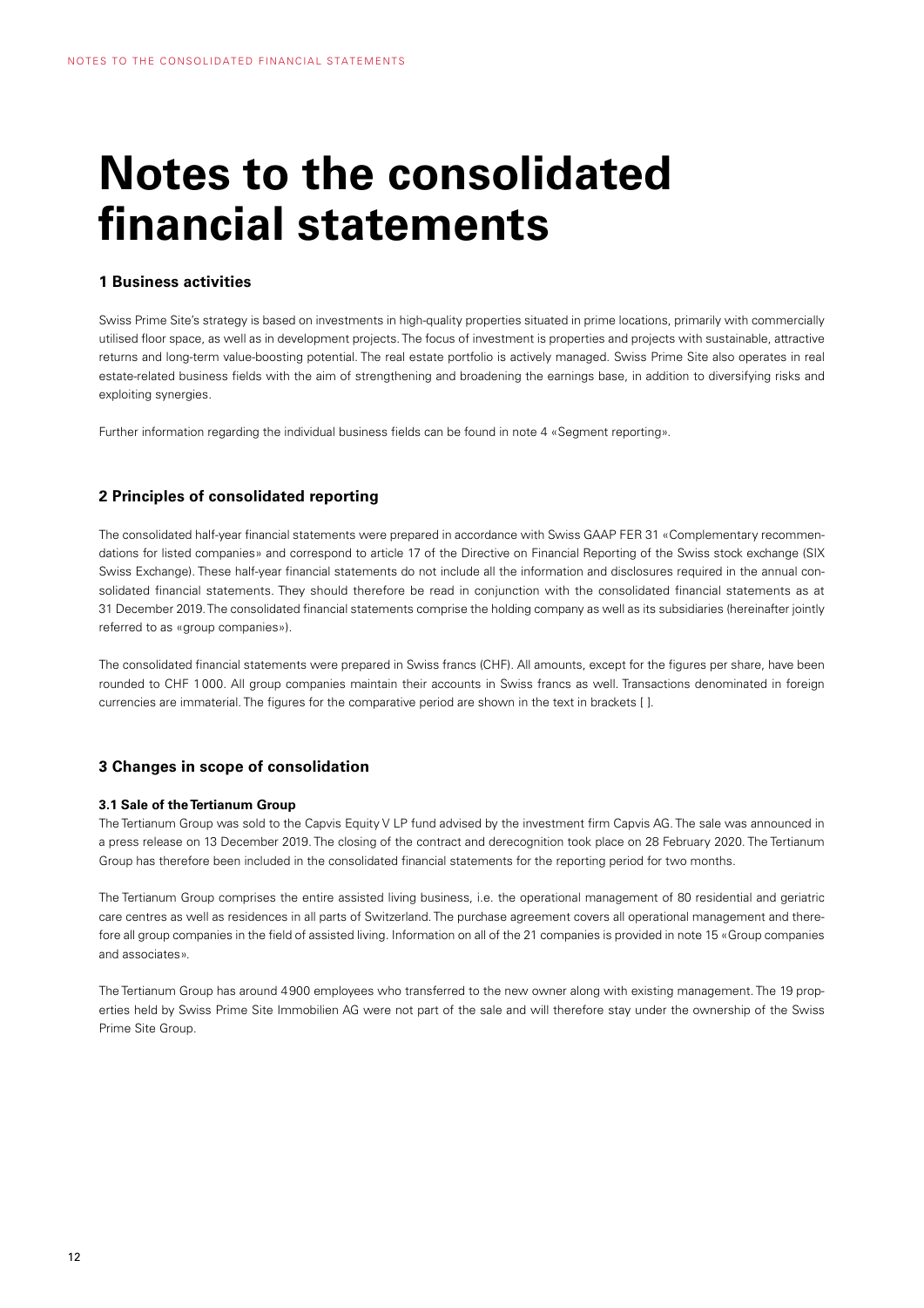# Notes to the consolidated financial statements

## 1 Business activities

Swiss Prime Site's strategy is based on investments in high-quality properties situated in prime locations, primarily with commercially utilised floor space, as well as in development projects. The focus of investment is properties and projects with sustainable, attractive returns and long-term value-boosting potential. The real estate portfolio is actively managed. Swiss Prime Site also operates in real estate-related business fields with the aim of strengthening and broadening the earnings base, in addition to diversifying risks and exploiting synergies.

Further information regarding the individual business fields can be found in note 4 «Segment reporting».

## 2 Principles of consolidated reporting

The consolidated half-year financial statements were prepared in accordance with Swiss GAAP FER 31 «Complementary recommendations for listed companies» and correspond to article 17 of the Directive on Financial Reporting of the Swiss stock exchange (SIX Swiss Exchange). These half-year financial statements do not include all the information and disclosures required in the annual consolidated financial statements. They should therefore be read in conjunction with the consolidated financial statements as at 31 December 2019. The consolidated financial statements comprise the holding company as well as its subsidiaries (hereinafter jointly referred to as «group companies»).

The consolidated financial statements were prepared in Swiss francs (CHF). All amounts, except for the figures per share, have been rounded to CHF 1 000. All group companies maintain their accounts in Swiss francs as well. Transactions denominated in foreign currencies are immaterial. The figures for the comparative period are shown in the text in brackets [ ].

## 3 Changes in scope of consolidation

### 3.1 Sale of the Tertianum Group

The Tertianum Group was sold to the Capvis Equity V LP fund advised by the investment firm Capvis AG. The sale was announced in a press release on 13 December 2019. The closing of the contract and derecognition took place on 28 February 2020. The Tertianum Group has therefore been included in the consolidated financial statements for the reporting period for two months.

The Tertianum Group comprises the entire assisted living business, i.e. the operational management of 80 residential and geriatric care centres as well as residences in all parts of Switzerland. The purchase agreement covers all operational management and therefore all group companies in the field of assisted living. Information on all of the 21 companies is provided in note 15 «Group companies and associates».

The Tertianum Group has around 4900 employees who transferred to the new owner along with existing management. The 19 properties held by Swiss Prime Site Immobilien AG were not part of the sale and will therefore stay under the ownership of the Swiss Prime Site Group.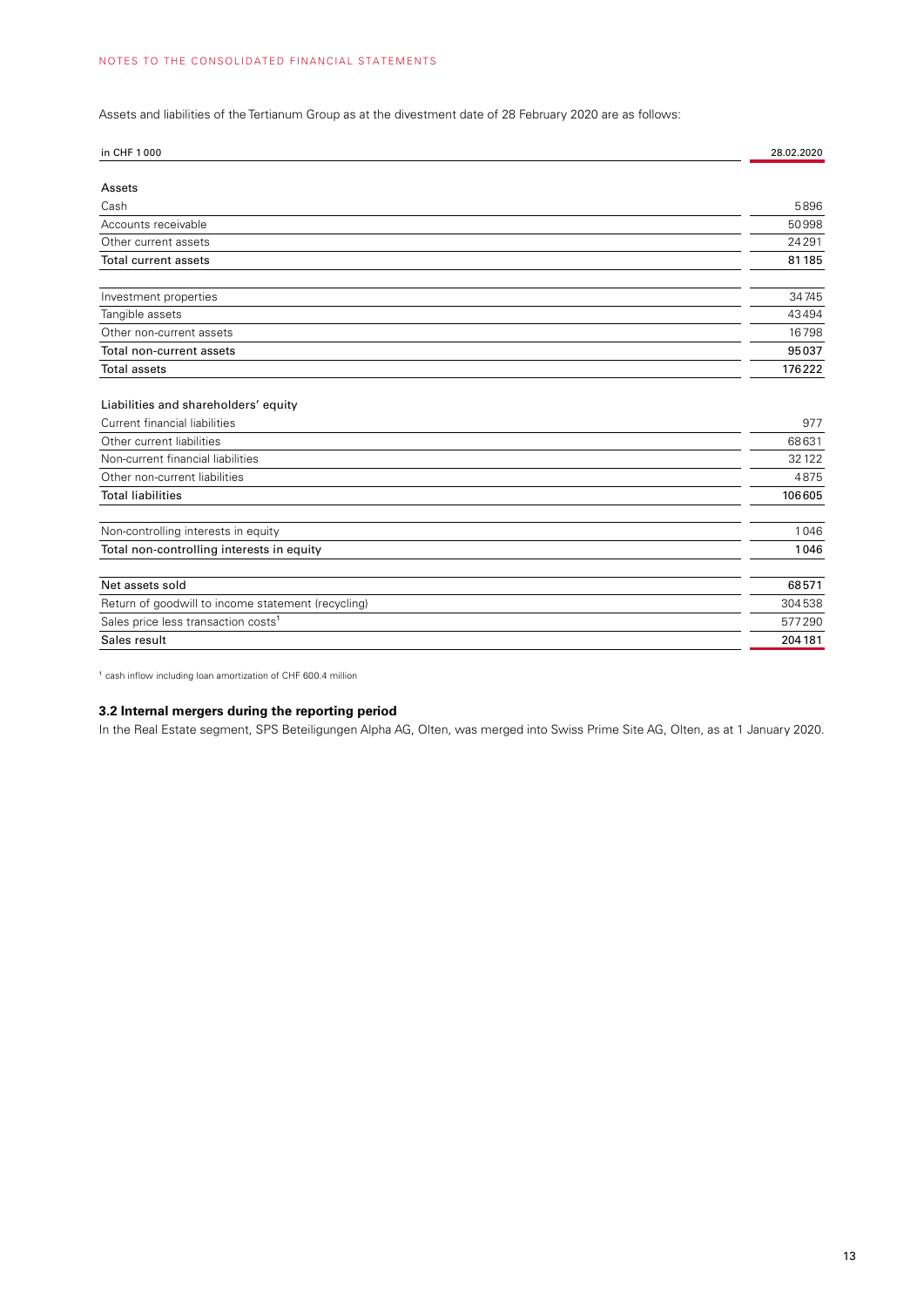Assets and liabilities of the Tertianum Group as at the divestment date of 28 February 2020 are as follows:

| in CHF 1 000 | 28.02.2020 |
|---|---|
| **Assets** | |
| Cash | 5896 |
| Accounts receivable | 50998 |
| Other current assets | 24291 |
| Total current assets | 81185 |
| | |
| Investment properties | 34745 |
| Tangible assets | 43494 |
| Other non-current assets | 16798 |
| Total non-current assets | 95037 |
| Total assets | 176222 |
| | |
| **Liabilities and shareholders' equity** | |
| Current financial liabilities | 977 |
| Other current liabilities | 68631 |
| Non-current financial liabilities | 32122 |
| Other non-current liabilities | 4875 |
| Total liabilities | 106605 |
| | |
| Non-controlling interests in equity | 1046 |
| Total non-controlling interests in equity | 1046 |
| | |
| Net assets sold | 68571 |
| Return of goodwill to income statement (recycling) | 304538 |
| Sales price less transaction costs[1] | 577290 |
| Sales result | 204181 |

[1] cash inflow including loan amortization of CHF 600.4 million

### 3.2 Internal mergers during the reporting period

In the Real Estate segment, SPS Beteiligungen Alpha AG, Olten, was merged into Swiss Prime Site AG, Olten, as at 1 January 2020.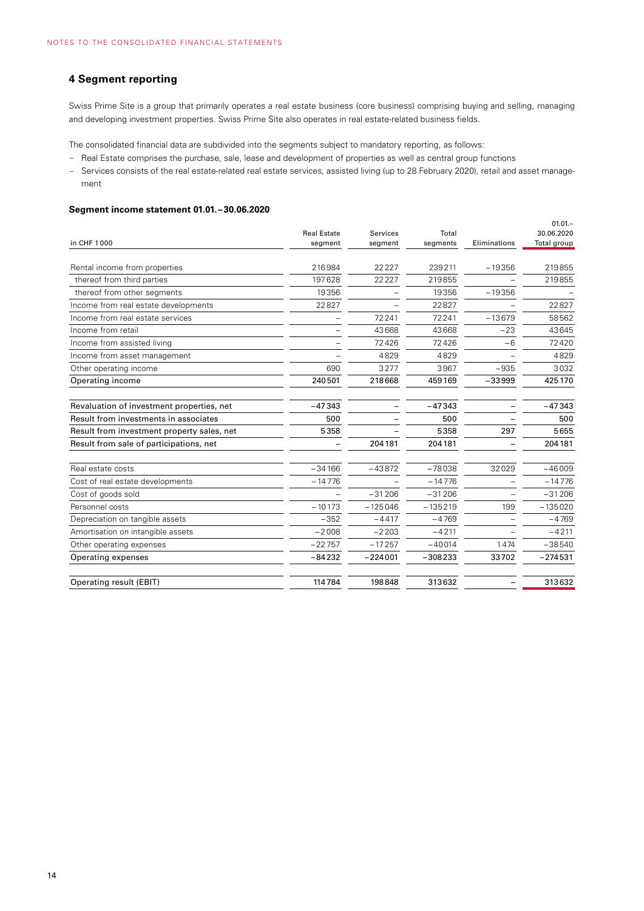## 4 Segment reporting

Swiss Prime Site is a group that primarily operates a real estate business (core business) comprising buying and selling, managing and developing investment properties. Swiss Prime Site also operates in real estate-related business fields.

The consolidated financial data are subdivided into the segments subject to mandatory reporting, as follows:

- Real Estate comprises the purchase, sale, lease and development of properties as well as central group functions
- Services consists of the real estate-related real estate services, assisted living (up to 28 February 2020), retail and asset management

### Segment income statement 01.01.–30.06.2020

| in CHF 1 000 | Real Estate segment | Services segment | Total segments | Eliminations | 01.01.–30.06.2020 Total group |
|---|---|---|---|---|---|
| Rental income from properties | 216984 | 22227 | 239211 | –19356 | 219855 |
| thereof from third parties | 197628 | 22227 | 219855 | – | 219855 |
| thereof from other segments | 19356 | – | 19356 | –19356 | – |
| Income from real estate developments | 22827 | – | 22827 | – | 22827 |
| Income from real estate services | – | 72241 | 72241 | –13679 | 58562 |
| Income from retail | – | 43668 | 43668 | –23 | 43645 |
| Income from assisted living | – | 72426 | 72426 | –6 | 72420 |
| Income from asset management | – | 4829 | 4829 | – | 4829 |
| Other operating income | 690 | 3277 | 3967 | –935 | 3032 |
| **Operating income** | **240501** | **218668** | **459169** | **–33999** | **425170** |
| **Revaluation of investment properties, net** | **–47343** | **–** | **–47343** | **–** | **–47343** |
| **Result from investments in associates** | **500** | **–** | **500** | **–** | **500** |
| **Result from investment property sales, net** | **5358** | **–** | **5358** | **297** | **5655** |
| **Result from sale of participations, net** | **–** | **204181** | **204181** | **–** | **204181** |
| Real estate costs | –34166 | –43872 | –78038 | 32029 | –46009 |
| Cost of real estate developments | –14776 | – | –14776 | – | –14776 |
| Cost of goods sold | – | –31206 | –31206 | – | –31206 |
| Personnel costs | –10173 | –125046 | –135219 | 199 | –135020 |
| Depreciation on tangible assets | –352 | –4417 | –4769 | – | –4769 |
| Amortisation on intangible assets | –2008 | –2203 | –4211 | – | –4211 |
| Other operating expenses | –22757 | –17257 | –40014 | 1474 | –38540 |
| **Operating expenses** | **–84232** | **–224001** | **–308233** | **33702** | **–274531** |
| **Operating result (EBIT)** | **114784** | **198848** | **313632** | **–** | **313632** |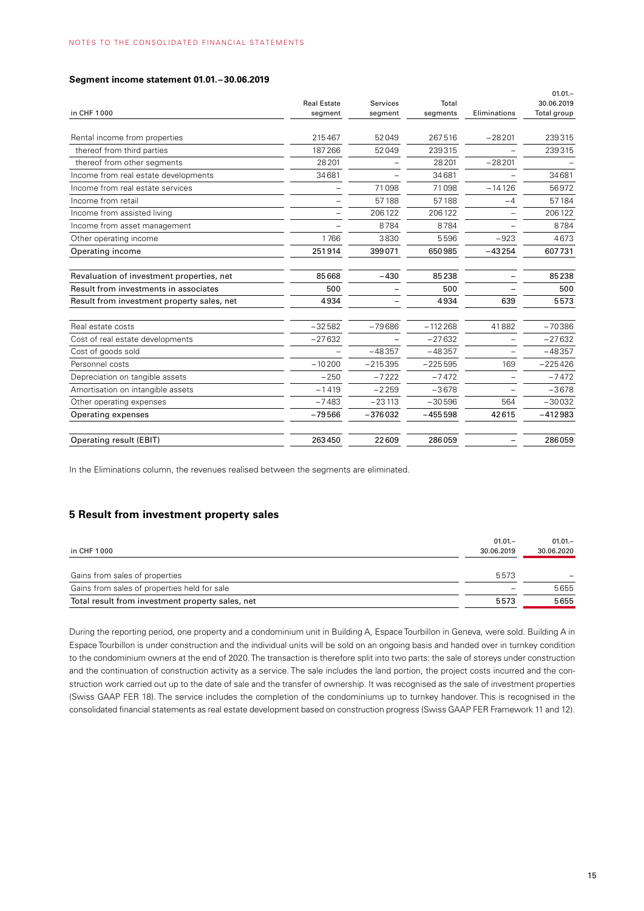### Segment income statement 01.01.–30.06.2019

| in CHF 1 000 | Real Estate segment | Services segment | Total segments | Eliminations | 01.01.–30.06.2019 Total group |
|---|---|---|---|---|---|
| Rental income from properties | 215467 | 52049 | 267516 | −28201 | 239315 |
| thereof from third parties | 187266 | 52049 | 239315 | – | 239315 |
| thereof from other segments | 28201 | – | 28201 | −28201 | – |
| Income from real estate developments | 34681 | – | 34681 | – | 34681 |
| Income from real estate services | – | 71098 | 71098 | −14126 | 56972 |
| Income from retail | – | 57188 | 57188 | −4 | 57184 |
| Income from assisted living | – | 206122 | 206122 | – | 206122 |
| Income from asset management | – | 8784 | 8784 | – | 8784 |
| Other operating income | 1766 | 3830 | 5596 | −923 | 4673 |
| Operating income | 251914 | 399071 | 650985 | −43254 | 607731 |
| | | | | | |
| Revaluation of investment properties, net | 85668 | −430 | 85238 | – | 85238 |
| Result from investments in associates | 500 | – | 500 | – | 500 |
| Result from investment property sales, net | 4934 | – | 4934 | 639 | 5573 |
| | | | | | |
| Real estate costs | −32582 | −79686 | −112268 | 41882 | −70386 |
| Cost of real estate developments | −27632 | – | −27632 | – | −27632 |
| Cost of goods sold | – | −48357 | −48357 | – | −48357 |
| Personnel costs | −10200 | −215395 | −225595 | 169 | −225426 |
| Depreciation on tangible assets | −250 | −7222 | −7472 | – | −7472 |
| Amortisation on intangible assets | −1419 | −2259 | −3678 | – | −3678 |
| Other operating expenses | −7483 | −23113 | −30596 | 564 | −30032 |
| Operating expenses | −79566 | −376032 | −455598 | 42615 | −412983 |
| | | | | | |
| Operating result (EBIT) | 263450 | 22609 | 286059 | – | 286059 |

In the Eliminations column, the revenues realised between the segments are eliminated.

## 5 Result from investment property sales

| in CHF 1 000 | 01.01.–30.06.2019 | 01.01.–30.06.2020 |
|---|---|---|
| Gains from sales of properties | 5573 | – |
| Gains from sales of properties held for sale | – | 5655 |
| Total result from investment property sales, net | 5573 | 5655 |

During the reporting period, one property and a condominium unit in Building A, Espace Tourbillon in Geneva, were sold. Building A in Espace Tourbillon is under construction and the individual units will be sold on an ongoing basis and handed over in turnkey condition to the condominium owners at the end of 2020. The transaction is therefore split into two parts: the sale of storeys under construction and the continuation of construction activity as a service. The sale includes the land portion, the project costs incurred and the construction work carried out up to the date of sale and the transfer of ownership. It was recognised as the sale of investment properties (Swiss GAAP FER 18). The service includes the completion of the condominiums up to turnkey handover. This is recognised in the consolidated financial statements as real estate development based on construction progress (Swiss GAAP FER Framework 11 and 12).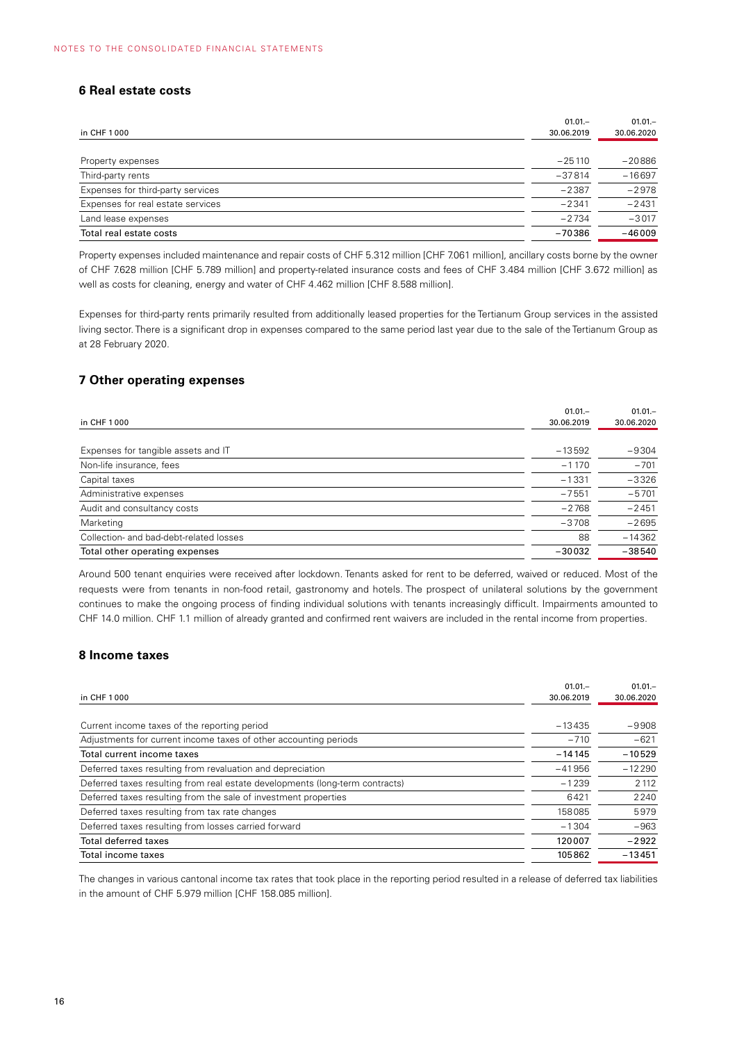## 6 Real estate costs

| in CHF 1 000 | 01.01.–30.06.2019 | 01.01.–30.06.2020 |
|---|---|---|
| Property expenses | −25 110 | −20 886 |
| Third-party rents | −37 814 | −16 697 |
| Expenses for third-party services | −2 387 | −2 978 |
| Expenses for real estate services | −2 341 | −2 431 |
| Land lease expenses | −2 734 | −3 017 |
| Total real estate costs | −70 386 | −46 009 |

Property expenses included maintenance and repair costs of CHF 5.312 million [CHF 7.061 million], ancillary costs borne by the owner of CHF 7.628 million [CHF 5.789 million] and property-related insurance costs and fees of CHF 3.484 million [CHF 3.672 million] as well as costs for cleaning, energy and water of CHF 4.462 million [CHF 8.588 million].

Expenses for third-party rents primarily resulted from additionally leased properties for the Tertianum Group services in the assisted living sector. There is a significant drop in expenses compared to the same period last year due to the sale of the Tertianum Group as at 28 February 2020.

## 7 Other operating expenses

| in CHF 1 000 | 01.01.–30.06.2019 | 01.01.–30.06.2020 |
|---|---|---|
| Expenses for tangible assets and IT | −13 592 | −9 304 |
| Non-life insurance, fees | −1 170 | −701 |
| Capital taxes | −1 331 | −3 326 |
| Administrative expenses | −7 551 | −5 701 |
| Audit and consultancy costs | −2 768 | −2 451 |
| Marketing | −3 708 | −2 695 |
| Collection- and bad-debt-related losses | 88 | −14 362 |
| Total other operating expenses | −30 032 | −38 540 |

Around 500 tenant enquiries were received after lockdown. Tenants asked for rent to be deferred, waived or reduced. Most of the requests were from tenants in non-food retail, gastronomy and hotels. The prospect of unilateral solutions by the government continues to make the ongoing process of finding individual solutions with tenants increasingly difficult. Impairments amounted to CHF 14.0 million. CHF 1.1 million of already granted and confirmed rent waivers are included in the rental income from properties.

## 8 Income taxes

| in CHF 1 000 | 01.01.–30.06.2019 | 01.01.–30.06.2020 |
|---|---|---|
| Current income taxes of the reporting period | −13 435 | −9 908 |
| Adjustments for current income taxes of other accounting periods | −710 | −621 |
| Total current income taxes | −14 145 | −10 529 |
| Deferred taxes resulting from revaluation and depreciation | −41 956 | −12 290 |
| Deferred taxes resulting from real estate developments (long-term contracts) | −1 239 | 2 112 |
| Deferred taxes resulting from the sale of investment properties | 6 421 | 2 240 |
| Deferred taxes resulting from tax rate changes | 158 085 | 5 979 |
| Deferred taxes resulting from losses carried forward | −1 304 | −963 |
| Total deferred taxes | 120 007 | −2 922 |
| Total income taxes | 105 862 | −13 451 |

The changes in various cantonal income tax rates that took place in the reporting period resulted in a release of deferred tax liabilities in the amount of CHF 5.979 million [CHF 158.085 million].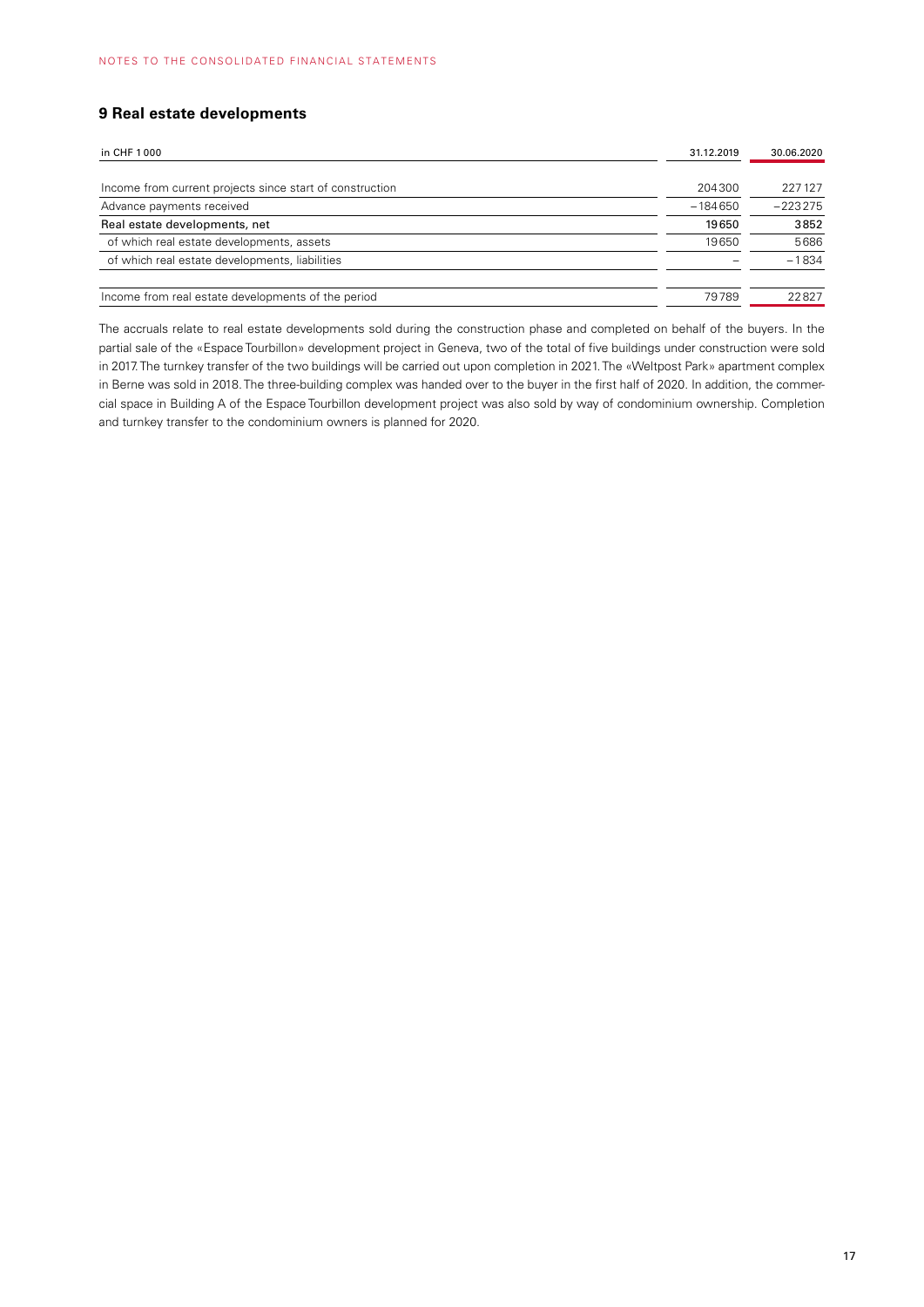## 9 Real estate developments

| in CHF 1 000 | 31.12.2019 | 30.06.2020 |
|---|---|---|
| Income from current projects since start of construction | 204 300 | 227 127 |
| Advance payments received | −184 650 | −223 275 |
| Real estate developments, net | 19 650 | 3 852 |
| of which real estate developments, assets | 19 650 | 5 686 |
| of which real estate developments, liabilities | – | −1 834 |
| | | |
| Income from real estate developments of the period | 79 789 | 22 827 |

The accruals relate to real estate developments sold during the construction phase and completed on behalf of the buyers. In the partial sale of the «Espace Tourbillon» development project in Geneva, two of the total of five buildings under construction were sold in 2017. The turnkey transfer of the two buildings will be carried out upon completion in 2021. The «Weltpost Park» apartment complex in Berne was sold in 2018. The three-building complex was handed over to the buyer in the first half of 2020. In addition, the commercial space in Building A of the Espace Tourbillon development project was also sold by way of condominium ownership. Completion and turnkey transfer to the condominium owners is planned for 2020.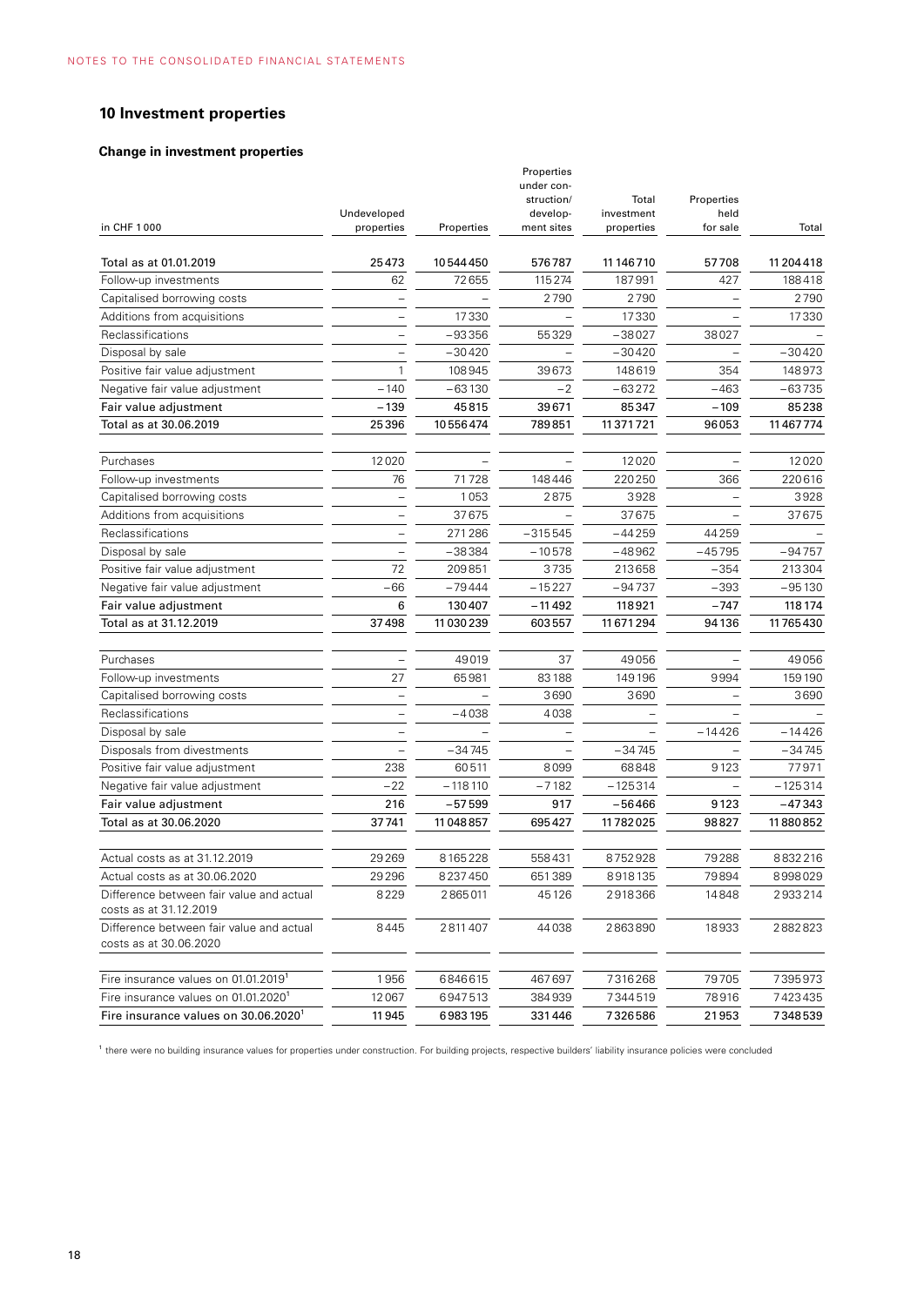## 10 Investment properties

### Change in investment properties

| in CHF 1 000 | Undeveloped properties | Properties | Properties under construction/ development sites | Total investment properties | Properties held for sale | Total |
|---|---|---|---|---|---|---|
| Total as at 01.01.2019 | 25473 | 10544450 | 576787 | 11146710 | 57708 | 11204418 |
| Follow-up investments | 62 | 72655 | 115274 | 187991 | 427 | 188418 |
| Capitalised borrowing costs | – | – | 2790 | 2790 | – | 2790 |
| Additions from acquisitions | – | 17330 | – | 17330 | – | 17330 |
| Reclassifications | – | –93356 | 55329 | –38027 | 38027 | – |
| Disposal by sale | – | –30420 | – | –30420 | – | –30420 |
| Positive fair value adjustment | 1 | 108945 | 39673 | 148619 | 354 | 148973 |
| Negative fair value adjustment | –140 | –63130 | –2 | –63272 | –463 | –63735 |
| Fair value adjustment | –139 | 45815 | 39671 | 85347 | –109 | 85238 |
| Total as at 30.06.2019 | 25396 | 10556474 | 789851 | 11371721 | 96053 | 11467774 |
| | | | | | | |
| Purchases | 12020 | – | – | 12020 | – | 12020 |
| Follow-up investments | 76 | 71728 | 148446 | 220250 | 366 | 220616 |
| Capitalised borrowing costs | – | 1053 | 2875 | 3928 | – | 3928 |
| Additions from acquisitions | – | 37675 | – | 37675 | – | 37675 |
| Reclassifications | – | 271286 | –315545 | –44259 | 44259 | – |
| Disposal by sale | – | –38384 | –10578 | –48962 | –45795 | –94757 |
| Positive fair value adjustment | 72 | 209851 | 3735 | 213658 | –354 | 213304 |
| Negative fair value adjustment | –66 | –79444 | –15227 | –94737 | –393 | –95130 |
| Fair value adjustment | 6 | 130407 | –11492 | 118921 | –747 | 118174 |
| Total as at 31.12.2019 | 37498 | 11030239 | 603557 | 11671294 | 94136 | 11765430 |
| | | | | | | |
| Purchases | – | 49019 | 37 | 49056 | – | 49056 |
| Follow-up investments | 27 | 65981 | 83188 | 149196 | 9994 | 159190 |
| Capitalised borrowing costs | – | – | 3690 | 3690 | – | 3690 |
| Reclassifications | – | –4038 | 4038 | – | – | – |
| Disposal by sale | – | – | – | – | –14426 | –14426 |
| Disposals from divestments | – | –34745 | – | –34745 | – | –34745 |
| Positive fair value adjustment | 238 | 60511 | 8099 | 68848 | 9123 | 77971 |
| Negative fair value adjustment | –22 | –118110 | –7182 | –125314 | – | –125314 |
| Fair value adjustment | 216 | –57599 | 917 | –56466 | 9123 | –47343 |
| Total as at 30.06.2020 | 37741 | 11048857 | 695427 | 11782025 | 98827 | 11880852 |
| | | | | | | |
| Actual costs as at 31.12.2019 | 29269 | 8165228 | 558431 | 8752928 | 79288 | 8832216 |
| Actual costs as at 30.06.2020 | 29296 | 8237450 | 651389 | 8918135 | 79894 | 8998029 |
| Difference between fair value and actual costs as at 31.12.2019 | 8229 | 2865011 | 45126 | 2918366 | 14848 | 2933214 |
| Difference between fair value and actual costs as at 30.06.2020 | 8445 | 2811407 | 44038 | 2863890 | 18933 | 2882823 |
| | | | | | | |
| Fire insurance values on 01.01.2019[1] | 1956 | 6846615 | 467697 | 7316268 | 79705 | 7395973 |
| Fire insurance values on 01.01.2020[1] | 12067 | 6947513 | 384939 | 7344519 | 78916 | 7423435 |
| Fire insurance values on 30.06.2020[1] | 11945 | 6983195 | 331446 | 7326586 | 21953 | 7348539 |

[1] there were no building insurance values for properties under construction. For building projects, respective builders' liability insurance policies were concluded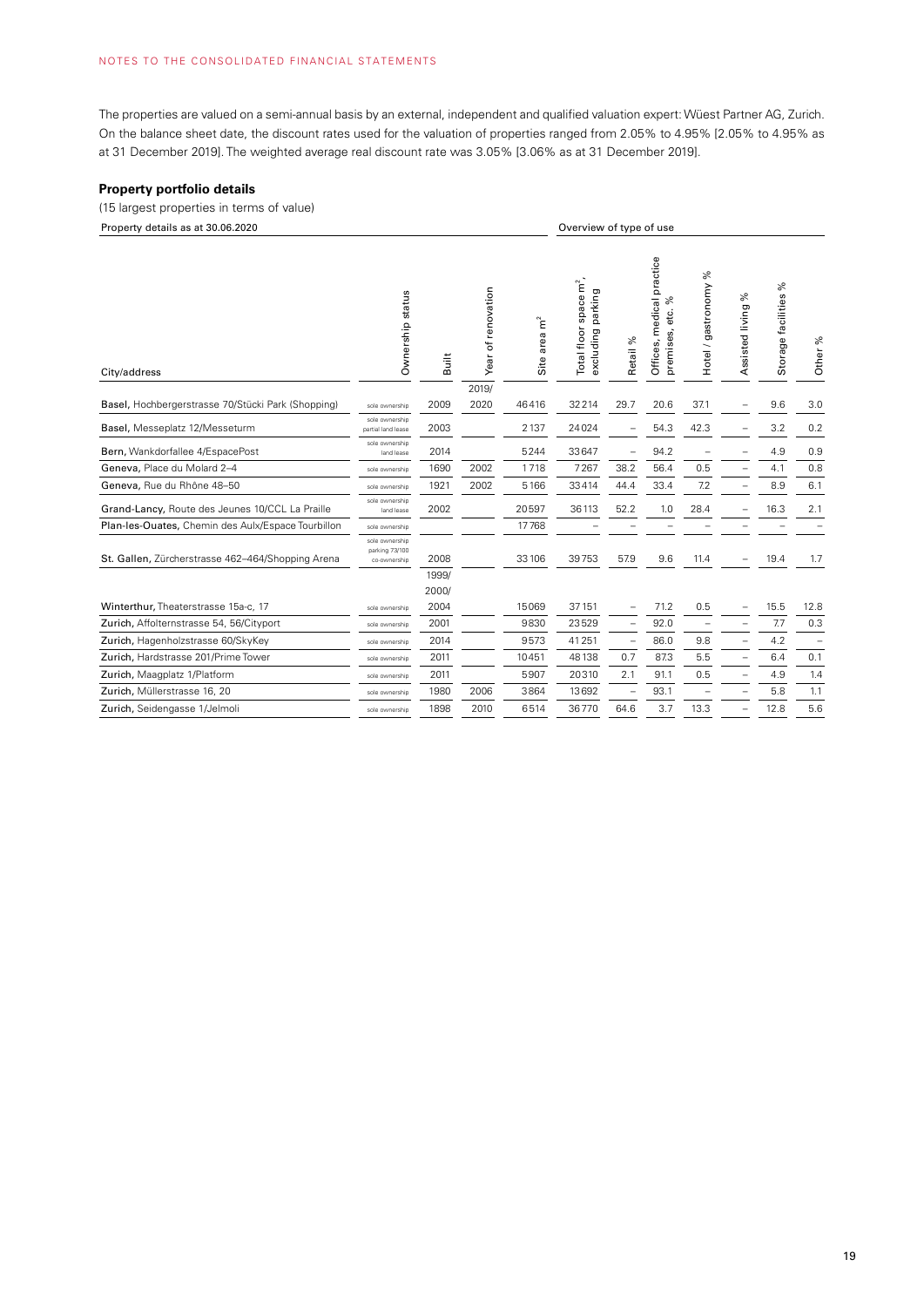The properties are valued on a semi-annual basis by an external, independent and qualified valuation expert: Wüest Partner AG, Zurich. On the balance sheet date, the discount rates used for the valuation of properties ranged from 2.05% to 4.95% [2.05% to 4.95% as at 31 December 2019]. The weighted average real discount rate was 3.05% [3.06% as at 31 December 2019].

### Property portfolio details

(15 largest properties in terms of value)

| Property details as at 30.06.2020 | | | | | Overview of type of use | | | | | | |
|---|---|---|---|---|---|---|---|---|---|---|---|
| City/address | Ownership status | Built | Year of renovation | Site area m² | Total floor space m², excluding parking | Retail % | Offices, medical practice premises, etc. % | Hotel / gastronomy % | Assisted living % | Storage facilities % | Other % |
| **Basel,** Hochbergerstrasse 70/Stücki Park (Shopping) | sole ownership | 2009 | 2019/ 2020 | 46416 | 32214 | 29.7 | 20.6 | 37.1 | – | 9.6 | 3.0 |
| **Basel,** Messeplatz 12/Messeturm | sole ownership partial land lease | 2003 | | 2137 | 24024 | – | 54.3 | 42.3 | – | 3.2 | 0.2 |
| **Bern,** Wankdorfallee 4/EspacePost | sole ownership land lease | 2014 | | 5244 | 33647 | – | 94.2 | – | – | 4.9 | 0.9 |
| **Geneva,** Place du Molard 2–4 | sole ownership | 1690 | 2002 | 1718 | 7267 | 38.2 | 56.4 | 0.5 | – | 4.1 | 0.8 |
| **Geneva,** Rue du Rhône 48–50 | sole ownership | 1921 | 2002 | 5166 | 33414 | 44.4 | 33.4 | 7.2 | – | 8.9 | 6.1 |
| **Grand-Lancy,** Route des Jeunes 10/CCL La Praille | sole ownership land lease | 2002 | | 20597 | 36113 | 52.2 | 1.0 | 28.4 | – | 16.3 | 2.1 |
| **Plan-les-Ouates,** Chemin des Aulx/Espace Tourbillon | sole ownership | | | 17768 | – | – | – | – | – | – | – |
| **St. Gallen,** Zürcherstrasse 462–464/Shopping Arena | sole ownership parking 73/100 co-ownership | 2008 | | 33106 | 39753 | 57.9 | 9.6 | 11.4 | – | 19.4 | 1.7 |
| **Winterthur,** Theaterstrasse 15a-c, 17 | sole ownership | 1999/ 2000/ 2004 | | 15069 | 37151 | – | 71.2 | 0.5 | – | 15.5 | 12.8 |
| **Zurich,** Affolternstrasse 54, 56/Cityport | sole ownership | 2001 | | 9830 | 23529 | – | 92.0 | – | – | 7.7 | 0.3 |
| **Zurich,** Hagenholzstrasse 60/SkyKey | sole ownership | 2014 | | 9573 | 41251 | – | 86.0 | 9.8 | – | 4.2 | – |
| **Zurich,** Hardstrasse 201/Prime Tower | sole ownership | 2011 | | 10451 | 48138 | 0.7 | 87.3 | 5.5 | – | 6.4 | 0.1 |
| **Zurich,** Maagplatz 1/Platform | sole ownership | 2011 | | 5907 | 20310 | 2.1 | 91.1 | 0.5 | – | 4.9 | 1.4 |
| **Zurich,** Müllerstrasse 16, 20 | sole ownership | 1980 | 2006 | 3864 | 13692 | – | 93.1 | – | – | 5.8 | 1.1 |
| **Zurich,** Seidengasse 1/Jelmoli | sole ownership | 1898 | 2010 | 6514 | 36770 | 64.6 | 3.7 | 13.3 | – | 12.8 | 5.6 |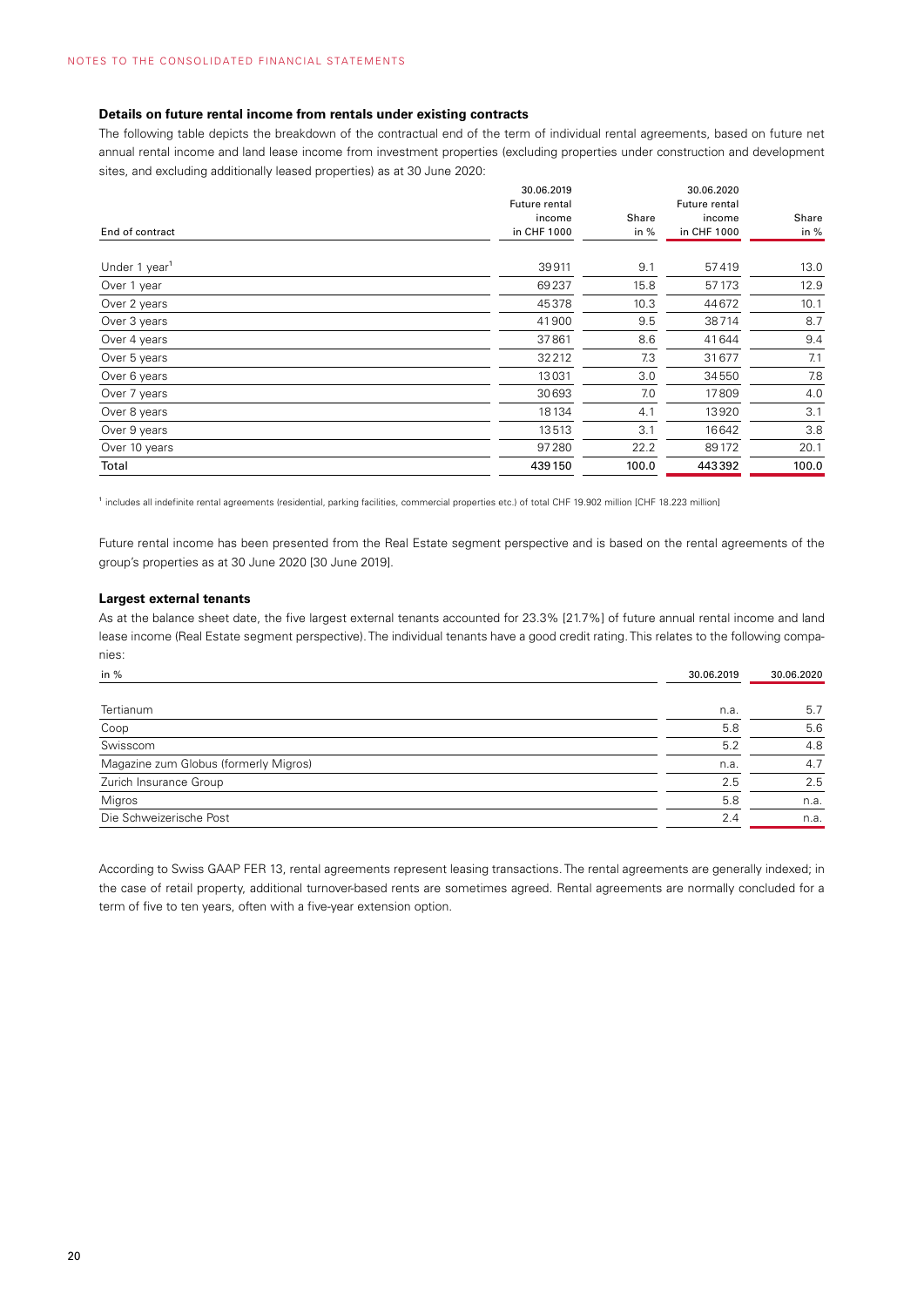### Details on future rental income from rentals under existing contracts

The following table depicts the breakdown of the contractual end of the term of individual rental agreements, based on future net annual rental income and land lease income from investment properties (excluding properties under construction and development sites, and excluding additionally leased properties) as at 30 June 2020:

| End of contract | 30.06.2019 Future rental income in CHF 1000 | Share in % | 30.06.2020 Future rental income in CHF 1000 | Share in % |
|---|---|---|---|---|
| Under 1 year[1] | 39911 | 9.1 | 57419 | 13.0 |
| Over 1 year | 69237 | 15.8 | 57173 | 12.9 |
| Over 2 years | 45378 | 10.3 | 44672 | 10.1 |
| Over 3 years | 41900 | 9.5 | 38714 | 8.7 |
| Over 4 years | 37861 | 8.6 | 41644 | 9.4 |
| Over 5 years | 32212 | 7.3 | 31677 | 7.1 |
| Over 6 years | 13031 | 3.0 | 34550 | 7.8 |
| Over 7 years | 30693 | 7.0 | 17809 | 4.0 |
| Over 8 years | 18134 | 4.1 | 13920 | 3.1 |
| Over 9 years | 13513 | 3.1 | 16642 | 3.8 |
| Over 10 years | 97280 | 22.2 | 89172 | 20.1 |
| Total | 439150 | 100.0 | 443392 | 100.0 |

[1] includes all indefinite rental agreements (residential, parking facilities, commercial properties etc.) of total CHF 19.902 million [CHF 18.223 million]

Future rental income has been presented from the Real Estate segment perspective and is based on the rental agreements of the group's properties as at 30 June 2020 [30 June 2019].

### Largest external tenants

As at the balance sheet date, the five largest external tenants accounted for 23.3% [21.7%] of future annual rental income and land lease income (Real Estate segment perspective). The individual tenants have a good credit rating. This relates to the following companies:

| in % | 30.06.2019 | 30.06.2020 |
|---|---|---|
| Tertianum | n.a. | 5.7 |
| Coop | 5.8 | 5.6 |
| Swisscom | 5.2 | 4.8 |
| Magazine zum Globus (formerly Migros) | n.a. | 4.7 |
| Zurich Insurance Group | 2.5 | 2.5 |
| Migros | 5.8 | n.a. |
| Die Schweizerische Post | 2.4 | n.a. |

According to Swiss GAAP FER 13, rental agreements represent leasing transactions. The rental agreements are generally indexed; in the case of retail property, additional turnover-based rents are sometimes agreed. Rental agreements are normally concluded for a term of five to ten years, often with a five-year extension option.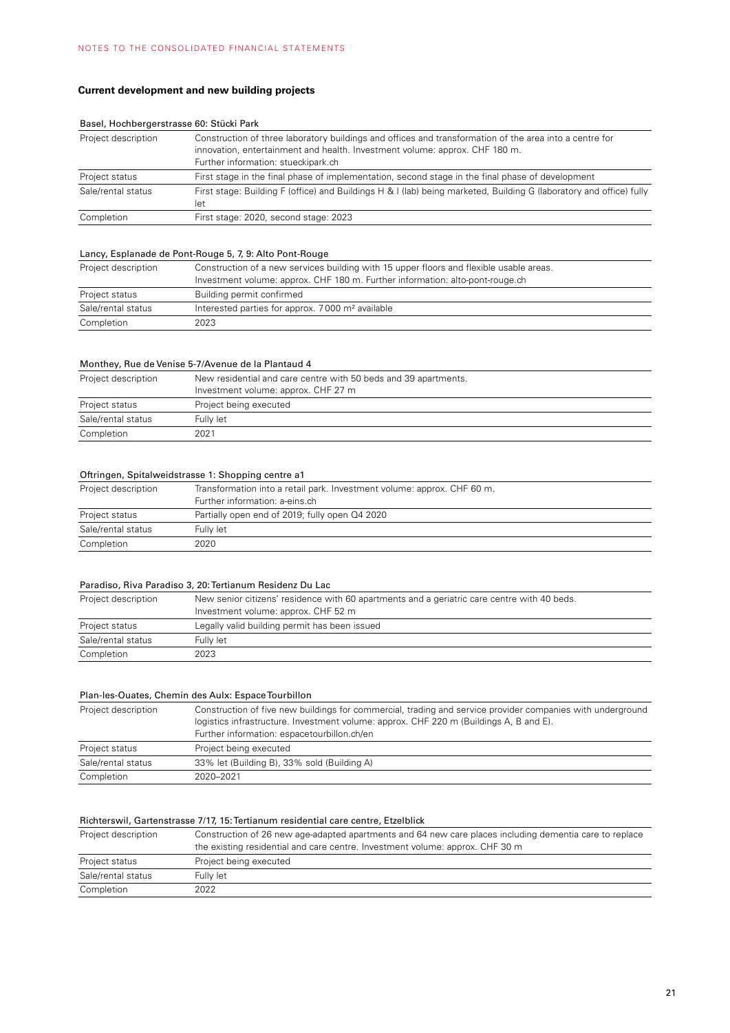## Current development and new building projects

| Basel, Hochbergerstrasse 60: Stücki Park | |
|---|---|
| Project description | Construction of three laboratory buildings and offices and transformation of the area into a centre for innovation, entertainment and health. Investment volume: approx. CHF 180 m. Further information: stueckipark.ch |
| Project status | First stage in the final phase of implementation, second stage in the final phase of development |
| Sale/rental status | First stage: Building F (office) and Buildings H & I (lab) being marketed, Building G (laboratory and office) fully let |
| Completion | First stage: 2020, second stage: 2023 |

| Lancy, Esplanade de Pont-Rouge 5, 7, 9: Alto Pont-Rouge | |
|---|---|
| Project description | Construction of a new services building with 15 upper floors and flexible usable areas. Investment volume: approx. CHF 180 m. Further information: alto-pont-rouge.ch |
| Project status | Building permit confirmed |
| Sale/rental status | Interested parties for approx. 7 000 m² available |
| Completion | 2023 |

| Monthey, Rue de Venise 5-7/Avenue de la Plantaud 4 | |
|---|---|
| Project description | New residential and care centre with 50 beds and 39 apartments. Investment volume: approx. CHF 27 m |
| Project status | Project being executed |
| Sale/rental status | Fully let |
| Completion | 2021 |

| Oftringen, Spitalweidstrasse 1: Shopping centre a1 | |
|---|---|
| Project description | Transformation into a retail park. Investment volume: approx. CHF 60 m. Further information: a-eins.ch |
| Project status | Partially open end of 2019; fully open Q4 2020 |
| Sale/rental status | Fully let |
| Completion | 2020 |

| Paradiso, Riva Paradiso 3, 20: Tertianum Residenz Du Lac | |
|---|---|
| Project description | New senior citizens' residence with 60 apartments and a geriatric care centre with 40 beds. Investment volume: approx. CHF 52 m |
| Project status | Legally valid building permit has been issued |
| Sale/rental status | Fully let |
| Completion | 2023 |

| Plan-les-Ouates, Chemin des Aulx: Espace Tourbillon | |
|---|---|
| Project description | Construction of five new buildings for commercial, trading and service provider companies with underground logistics infrastructure. Investment volume: approx. CHF 220 m (Buildings A, B and E). Further information: espacetourbillon.ch/en |
| Project status | Project being executed |
| Sale/rental status | 33% let (Building B), 33% sold (Building A) |
| Completion | 2020–2021 |

| Richterswil, Gartenstrasse 7/17, 15: Tertianum residential care centre, Etzelblick | |
|---|---|
| Project description | Construction of 26 new age-adapted apartments and 64 new care places including dementia care to replace the existing residential and care centre. Investment volume: approx. CHF 30 m |
| Project status | Project being executed |
| Sale/rental status | Fully let |
| Completion | 2022 |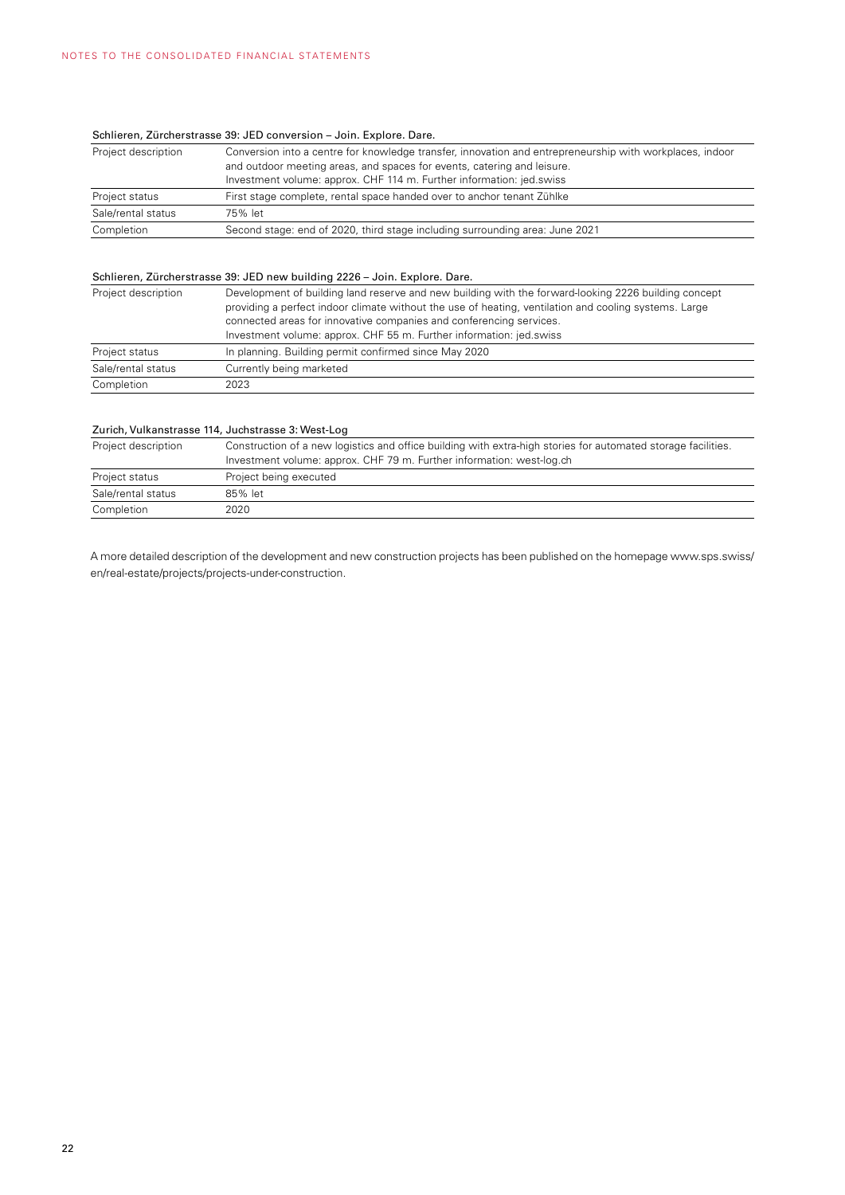#### Schlieren, Zürcherstrasse 39: JED conversion – Join. Explore. Dare.

| | |
|---|---|
| Project description | Conversion into a centre for knowledge transfer, innovation and entrepreneurship with workplaces, indoor and outdoor meeting areas, and spaces for events, catering and leisure.<br>Investment volume: approx. CHF 114 m. Further information: jed.swiss |
| Project status | First stage complete, rental space handed over to anchor tenant Zühlke |
| Sale/rental status | 75% let |
| Completion | Second stage: end of 2020, third stage including surrounding area: June 2021 |

#### Schlieren, Zürcherstrasse 39: JED new building 2226 – Join. Explore. Dare.

| | |
|---|---|
| Project description | Development of building land reserve and new building with the forward-looking 2226 building concept providing a perfect indoor climate without the use of heating, ventilation and cooling systems. Large connected areas for innovative companies and conferencing services.<br>Investment volume: approx. CHF 55 m. Further information: jed.swiss |
| Project status | In planning. Building permit confirmed since May 2020 |
| Sale/rental status | Currently being marketed |
| Completion | 2023 |

#### Zurich, Vulkanstrasse 114, Juchstrasse 3: West-Log

| | |
|---|---|
| Project description | Construction of a new logistics and office building with extra-high stories for automated storage facilities.<br>Investment volume: approx. CHF 79 m. Further information: west-log.ch |
| Project status | Project being executed |
| Sale/rental status | 85% let |
| Completion | 2020 |

A more detailed description of the development and new construction projects has been published on the homepage www.sps.swiss/en/real-estate/projects/projects-under-construction.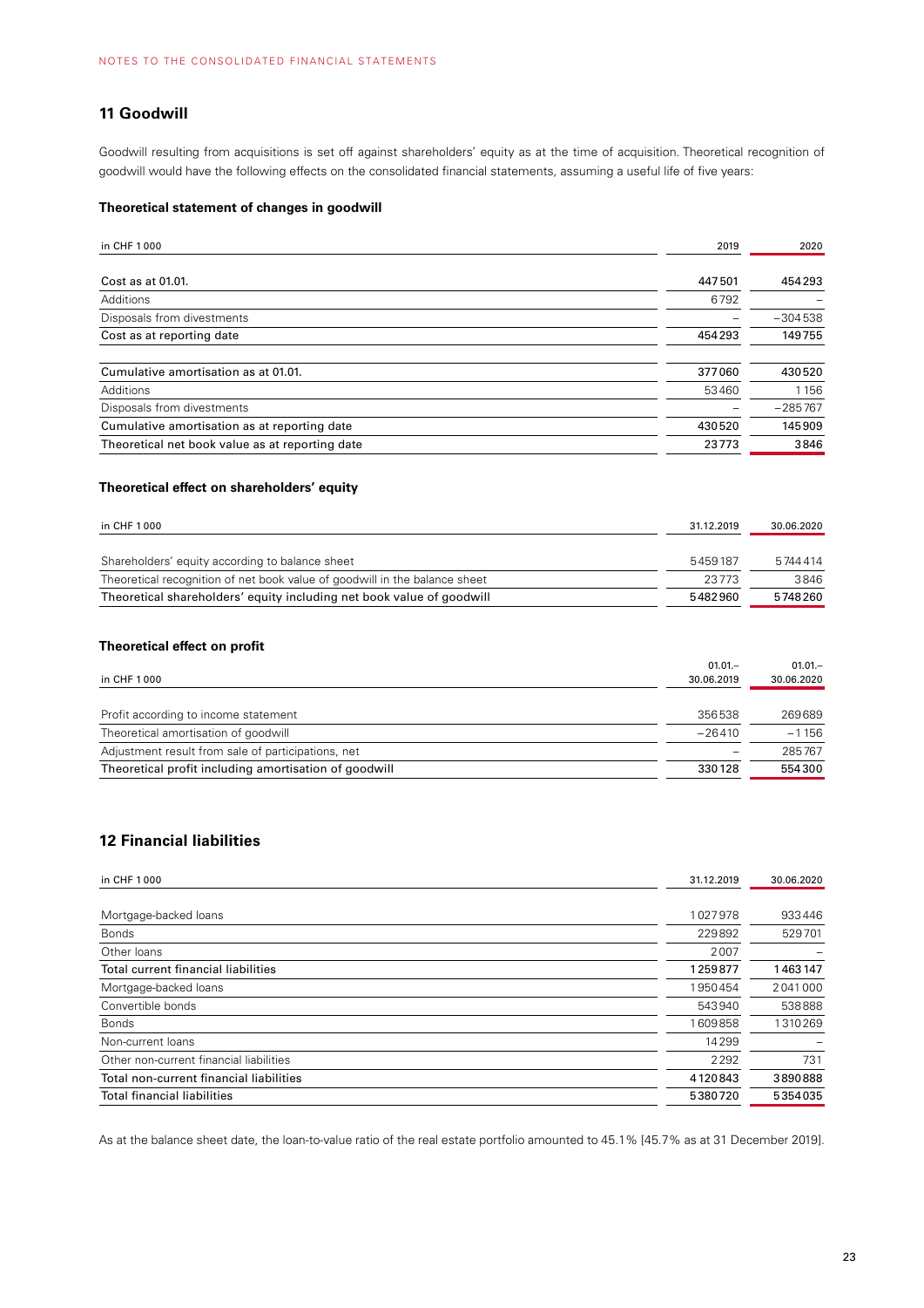## 11 Goodwill

Goodwill resulting from acquisitions is set off against shareholders' equity as at the time of acquisition. Theoretical recognition of goodwill would have the following effects on the consolidated financial statements, assuming a useful life of five years:

### Theoretical statement of changes in goodwill

| in CHF 1 000 | 2019 | 2020 |
|---|---|---|
| Cost as at 01.01. | 447 501 | 454 293 |
| Additions | 6 792 | – |
| Disposals from divestments | – | –304 538 |
| Cost as at reporting date | 454 293 | 149 755 |
| Cumulative amortisation as at 01.01. | 377 060 | 430 520 |
| Additions | 53 460 | 1 156 |
| Disposals from divestments | – | –285 767 |
| Cumulative amortisation as at reporting date | 430 520 | 145 909 |
| Theoretical net book value as at reporting date | 23 773 | 3 846 |

### Theoretical effect on shareholders' equity

| in CHF 1 000 | 31.12.2019 | 30.06.2020 |
|---|---|---|
| Shareholders' equity according to balance sheet | 5 459 187 | 5 744 414 |
| Theoretical recognition of net book value of goodwill in the balance sheet | 23 773 | 3 846 |
| Theoretical shareholders' equity including net book value of goodwill | 5 482 960 | 5 748 260 |

### Theoretical effect on profit

| in CHF 1 000 | 01.01.–30.06.2019 | 01.01.–30.06.2020 |
|---|---|---|
| Profit according to income statement | 356 538 | 269 689 |
| Theoretical amortisation of goodwill | –26 410 | –1 156 |
| Adjustment result from sale of participations, net | – | 285 767 |
| Theoretical profit including amortisation of goodwill | 330 128 | 554 300 |

## 12 Financial liabilities

| in CHF 1 000 | 31.12.2019 | 30.06.2020 |
|---|---|---|
| Mortgage-backed loans | 1 027 978 | 933 446 |
| Bonds | 229 892 | 529 701 |
| Other loans | 2 007 | – |
| Total current financial liabilities | 1 259 877 | 1 463 147 |
| Mortgage-backed loans | 1 950 454 | 2 041 000 |
| Convertible bonds | 543 940 | 538 888 |
| Bonds | 1 609 858 | 1 310 269 |
| Non-current loans | 14 299 | – |
| Other non-current financial liabilities | 2 292 | 731 |
| Total non-current financial liabilities | 4 120 843 | 3 890 888 |
| Total financial liabilities | 5 380 720 | 5 354 035 |

As at the balance sheet date, the loan-to-value ratio of the real estate portfolio amounted to 45.1% [45.7% as at 31 December 2019].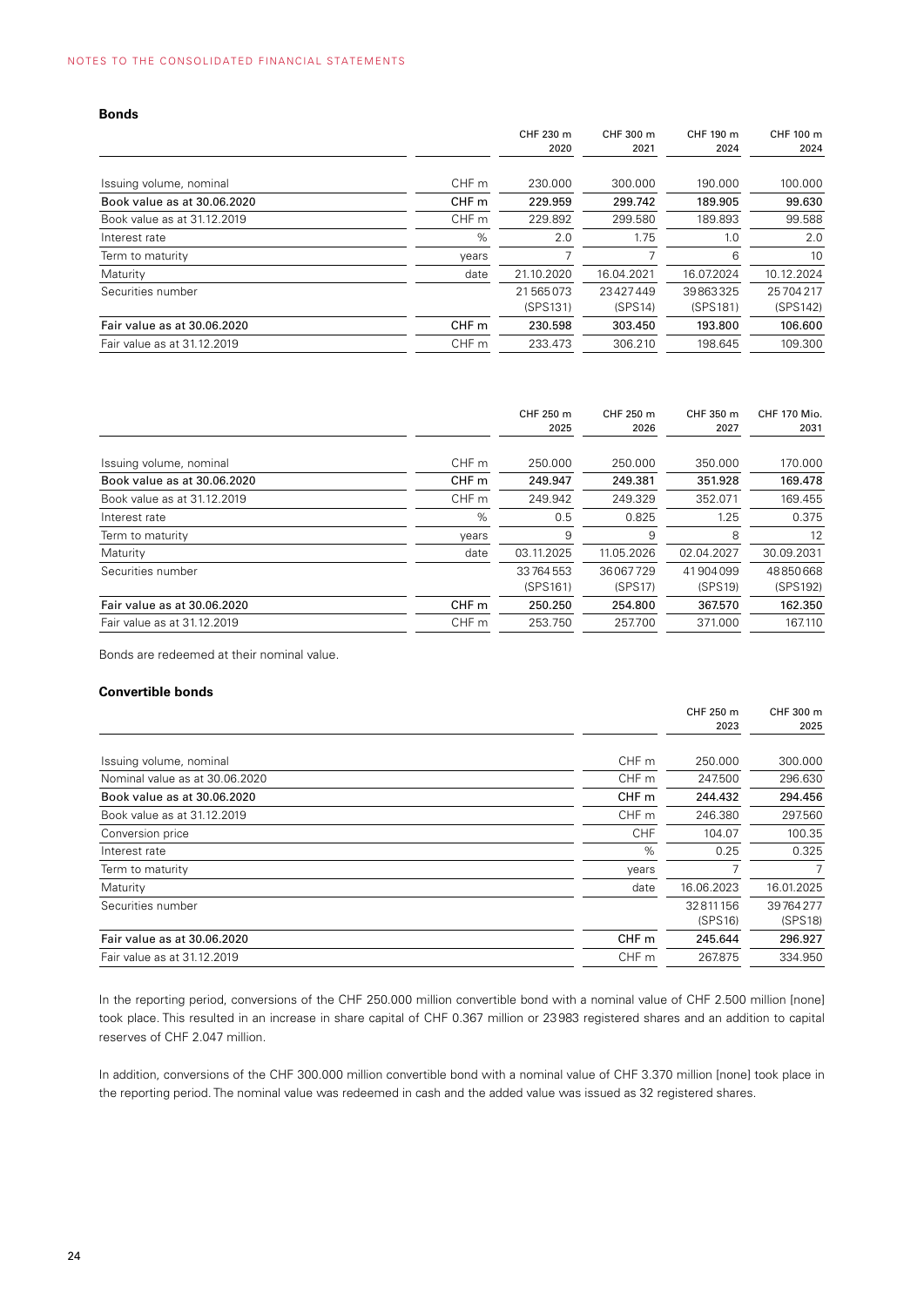### Bonds

| | | CHF 230 m 2020 | CHF 300 m 2021 | CHF 190 m 2024 | CHF 100 m 2024 |
|---|---|---|---|---|---|
| Issuing volume, nominal | CHF m | 230.000 | 300.000 | 190.000 | 100.000 |
| **Book value as at 30.06.2020** | **CHF m** | **229.959** | **299.742** | **189.905** | **99.630** |
| Book value as at 31.12.2019 | CHF m | 229.892 | 299.580 | 189.893 | 99.588 |
| Interest rate | % | 2.0 | 1.75 | 1.0 | 2.0 |
| Term to maturity | years | 7 | 7 | 6 | 10 |
| Maturity | date | 21.10.2020 | 16.04.2021 | 16.07.2024 | 10.12.2024 |
| Securities number | | 21565073 (SPS131) | 23427449 (SPS14) | 39863325 (SPS181) | 25704217 (SPS142) |
| **Fair value as at 30.06.2020** | **CHF m** | **230.598** | **303.450** | **193.800** | **106.600** |
| Fair value as at 31.12.2019 | CHF m | 233.473 | 306.210 | 198.645 | 109.300 |

| | | CHF 250 m 2025 | CHF 250 m 2026 | CHF 350 m 2027 | CHF 170 Mio. 2031 |
|---|---|---|---|---|---|
| Issuing volume, nominal | CHF m | 250.000 | 250.000 | 350.000 | 170.000 |
| **Book value as at 30.06.2020** | **CHF m** | **249.947** | **249.381** | **351.928** | **169.478** |
| Book value as at 31.12.2019 | CHF m | 249.942 | 249.329 | 352.071 | 169.455 |
| Interest rate | % | 0.5 | 0.825 | 1.25 | 0.375 |
| Term to maturity | years | 9 | 9 | 8 | 12 |
| Maturity | date | 03.11.2025 | 11.05.2026 | 02.04.2027 | 30.09.2031 |
| Securities number | | 33764553 (SPS161) | 36067729 (SPS17) | 41904099 (SPS19) | 48850668 (SPS192) |
| **Fair value as at 30.06.2020** | **CHF m** | **250.250** | **254.800** | **367.570** | **162.350** |
| Fair value as at 31.12.2019 | CHF m | 253.750 | 257.700 | 371.000 | 167.110 |

Bonds are redeemed at their nominal value.

### Convertible bonds

| | | CHF 250 m 2023 | CHF 300 m 2025 |
|---|---|---|---|
| Issuing volume, nominal | CHF m | 250.000 | 300.000 |
| Nominal value as at 30.06.2020 | CHF m | 247.500 | 296.630 |
| **Book value as at 30.06.2020** | **CHF m** | **244.432** | **294.456** |
| Book value as at 31.12.2019 | CHF m | 246.380 | 297.560 |
| Conversion price | CHF | 104.07 | 100.35 |
| Interest rate | % | 0.25 | 0.325 |
| Term to maturity | years | 7 | 7 |
| Maturity | date | 16.06.2023 | 16.01.2025 |
| Securities number | | 32811156 (SPS16) | 39764277 (SPS18) |
| **Fair value as at 30.06.2020** | **CHF m** | **245.644** | **296.927** |
| Fair value as at 31.12.2019 | CHF m | 267.875 | 334.950 |

In the reporting period, conversions of the CHF 250.000 million convertible bond with a nominal value of CHF 2.500 million [none] took place. This resulted in an increase in share capital of CHF 0.367 million or 23983 registered shares and an addition to capital reserves of CHF 2.047 million.

In addition, conversions of the CHF 300.000 million convertible bond with a nominal value of CHF 3.370 million [none] took place in the reporting period. The nominal value was redeemed in cash and the added value was issued as 32 registered shares.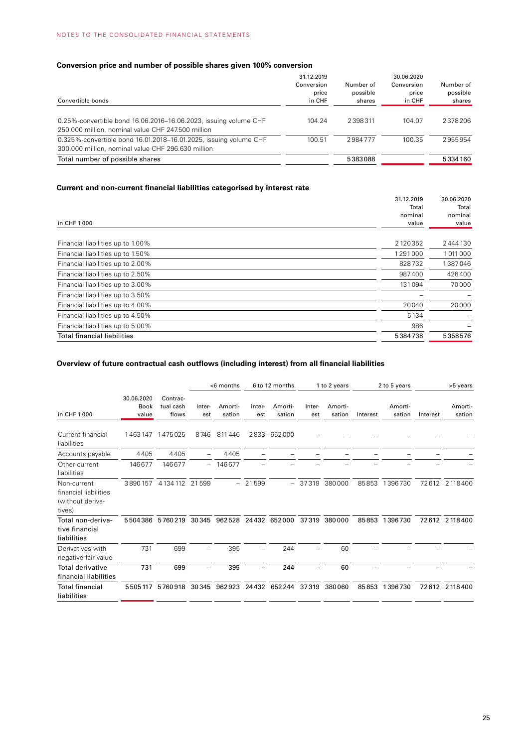### Conversion price and number of possible shares given 100% conversion

| Convertible bonds | 31.12.2019 Conversion price in CHF | Number of possible shares | 30.06.2020 Conversion price in CHF | Number of possible shares |
|---|---|---|---|---|
| 0.25%-convertible bond 16.06.2016–16.06.2023, issuing volume CHF 250.000 million, nominal value CHF 247.500 million | 104.24 | 2398311 | 104.07 | 2378206 |
| 0.325%-convertible bond 16.01.2018–16.01.2025, issuing volume CHF 300.000 million, nominal value CHF 296.630 million | 100.51 | 2984777 | 100.35 | 2955954 |
| Total number of possible shares | | 5383088 | | 5334160 |

### Current and non-current financial liabilities categorised by interest rate

| in CHF 1 000 | 31.12.2019 Total nominal value | 30.06.2020 Total nominal value |
|---|---|---|
| Financial liabilities up to 1.00% | 2120352 | 2444130 |
| Financial liabilities up to 1.50% | 1291000 | 1011000 |
| Financial liabilities up to 2.00% | 828732 | 1387046 |
| Financial liabilities up to 2.50% | 987400 | 426400 |
| Financial liabilities up to 3.00% | 131094 | 70000 |
| Financial liabilities up to 3.50% | – | – |
| Financial liabilities up to 4.00% | 20040 | 20000 |
| Financial liabilities up to 4.50% | 5134 | – |
| Financial liabilities up to 5.00% | 986 | – |
| Total financial liabilities | 5384738 | 5358576 |

### Overview of future contractual cash outflows (including interest) from all financial liabilities

| | | | <6 months | | 6 to 12 months | | 1 to 2 years | | 2 to 5 years | | >5 years | |
|---|---|---|---|---|---|---|---|---|---|---|---|---|
| in CHF 1 000 | 30.06.2020 Book value | Contractual cash flows | Interest | Amortisation | Interest | Amortisation | Interest | Amortisation | Interest | Amortisation | Interest | Amortisation |
| Current financial liabilities | 1463147 | 1475025 | 8746 | 811446 | 2833 | 652000 | – | – | – | – | – | – |
| Accounts payable | 4405 | 4405 | – | 4405 | – | – | – | – | – | – | – | – |
| Other current liabilities | 146677 | 146677 | – | 146677 | – | – | – | – | – | – | – | – |
| Non-current financial liabilities (without derivatives) | 3890157 | 4134112 | 21599 | – | 21599 | – | 37319 | 380000 | 85853 | 1396730 | 72612 | 2118400 |
| Total non-derivative financial liabilities | 5504386 | 5760219 | 30345 | 962528 | 24432 | 652000 | 37319 | 380000 | 85853 | 1396730 | 72612 | 2118400 |
| Derivatives with negative fair value | 731 | 699 | – | 395 | – | 244 | – | 60 | – | – | – | – |
| Total derivative financial liabilities | 731 | 699 | – | 395 | – | 244 | – | 60 | – | – | – | – |
| Total financial liabilities | 5505117 | 5760918 | 30345 | 962923 | 24432 | 652244 | 37319 | 380060 | 85853 | 1396730 | 72612 | 2118400 |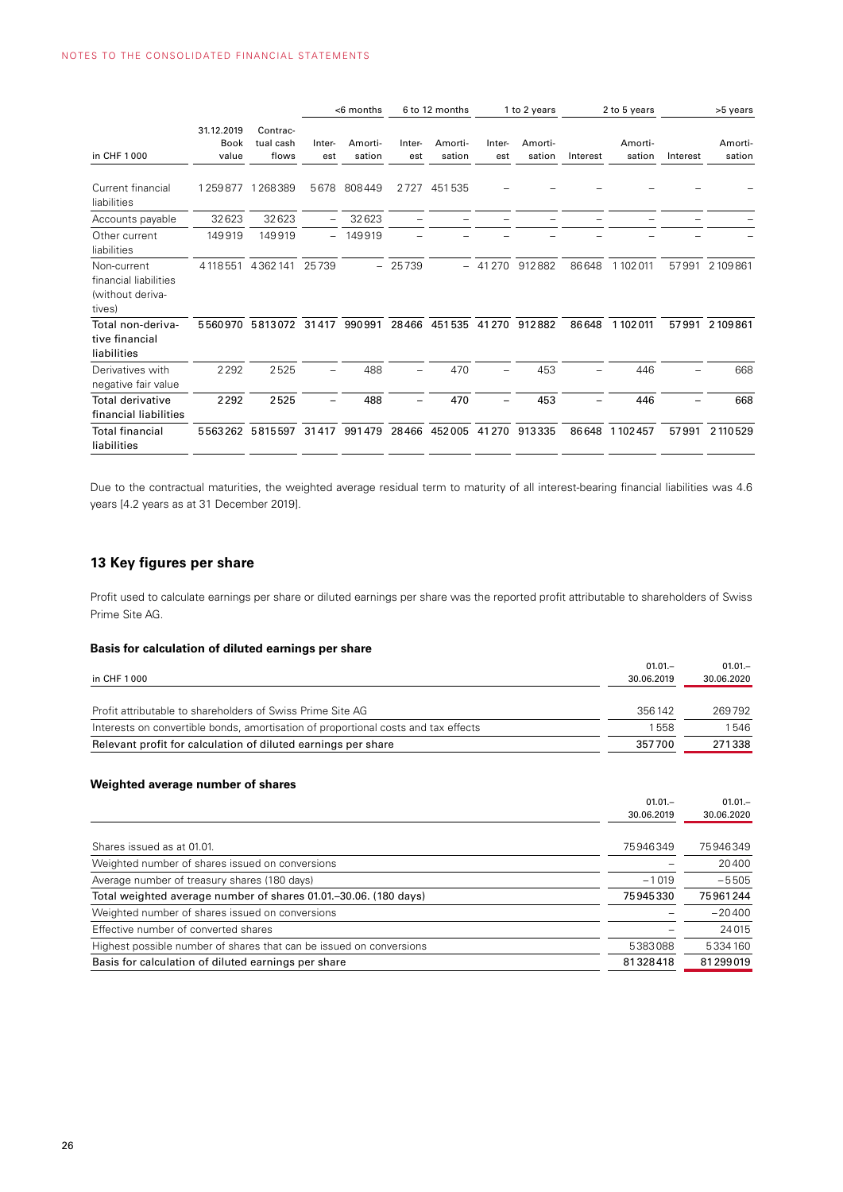| in CHF 1 000 | 31.12.2019 Book value | Contrac-tual cash flows | <6 months | | 6 to 12 months | | 1 to 2 years | | 2 to 5 years | | >5 years | |
|---|---|---|---|---|---|---|---|---|---|---|---|---|
| | | | Inter-est | Amorti-sation | Inter-est | Amorti-sation | Inter-est | Amorti-sation | Interest | Amorti-sation | Interest | Amorti-sation |
| Current financial liabilities | 1259877 | 1268389 | 5678 | 808449 | 2727 | 451535 | – | – | – | – | – | – |
| Accounts payable | 32623 | 32623 | – | 32623 | – | – | – | – | – | – | – | – |
| Other current liabilities | 149919 | 149919 | – | 149919 | – | – | – | – | – | – | – | – |
| Non-current financial liabilities (without derivatives) | 4118551 | 4362141 | 25739 | – | 25739 | – | 41270 | 912882 | 86648 | 1102011 | 57991 | 2109861 |
| Total non-derivative financial liabilities | 5560970 | 5813072 | 31417 | 990991 | 28466 | 451535 | 41270 | 912882 | 86648 | 1102011 | 57991 | 2109861 |
| Derivatives with negative fair value | 2292 | 2525 | – | 488 | – | 470 | – | 453 | – | 446 | – | 668 |
| Total derivative financial liabilities | 2292 | 2525 | – | 488 | – | 470 | – | 453 | – | 446 | – | 668 |
| Total financial liabilities | 5563262 | 5815597 | 31417 | 991479 | 28466 | 452005 | 41270 | 913335 | 86648 | 1102457 | 57991 | 2110529 |

Due to the contractual maturities, the weighted average residual term to maturity of all interest-bearing financial liabilities was 4.6 years [4.2 years as at 31 December 2019].

## 13 Key figures per share

Profit used to calculate earnings per share or diluted earnings per share was the reported profit attributable to shareholders of Swiss Prime Site AG.

### Basis for calculation of diluted earnings per share

| in CHF 1 000 | 01.01.–30.06.2019 | 01.01.–30.06.2020 |
|---|---|---|
| Profit attributable to shareholders of Swiss Prime Site AG | 356142 | 269792 |
| Interests on convertible bonds, amortisation of proportional costs and tax effects | 1558 | 1546 |
| Relevant profit for calculation of diluted earnings per share | 357700 | 271338 |

### Weighted average number of shares

| | 01.01.–30.06.2019 | 01.01.–30.06.2020 |
|---|---|---|
| Shares issued as at 01.01. | 75946349 | 75946349 |
| Weighted number of shares issued on conversions | – | 20400 |
| Average number of treasury shares (180 days) | –1019 | –5505 |
| Total weighted average number of shares 01.01.–30.06. (180 days) | 75945330 | 75961244 |
| Weighted number of shares issued on conversions | – | –20400 |
| Effective number of converted shares | – | 24015 |
| Highest possible number of shares that can be issued on conversions | 5383088 | 5334160 |
| Basis for calculation of diluted earnings per share | 81328418 | 81299019 |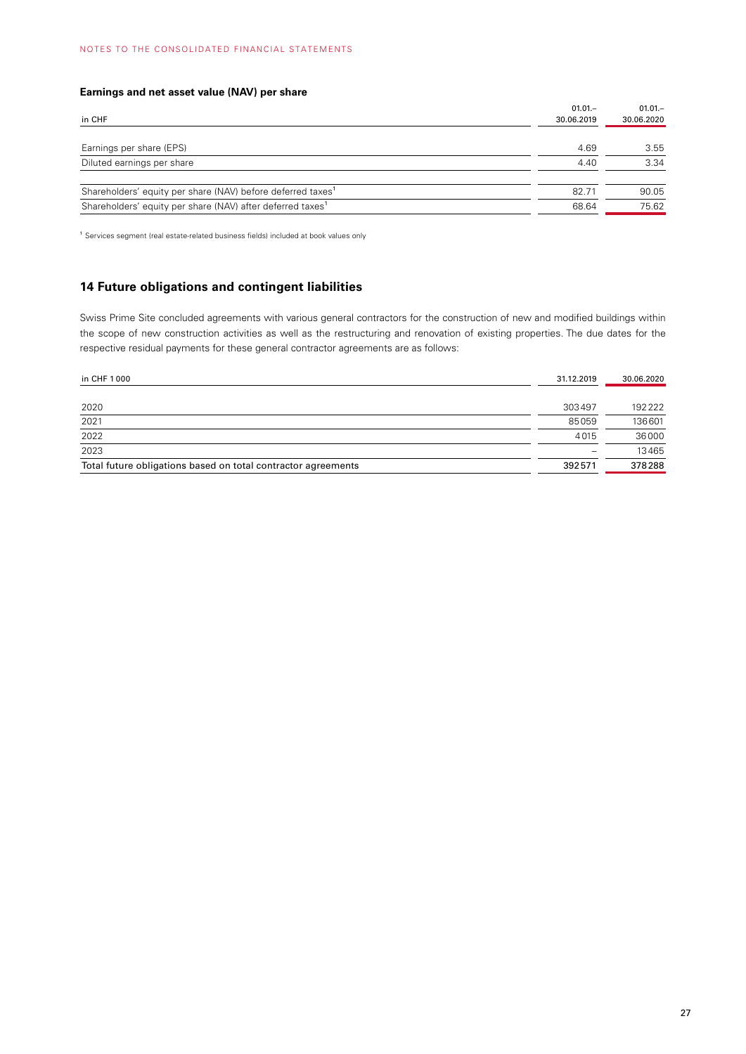### Earnings and net asset value (NAV) per share

| in CHF | 01.01.– 30.06.2019 | 01.01.– 30.06.2020 |
|---|---|---|
| Earnings per share (EPS) | 4.69 | 3.55 |
| Diluted earnings per share | 4.40 | 3.34 |
| Shareholders' equity per share (NAV) before deferred taxes[1] | 82.71 | 90.05 |
| Shareholders' equity per share (NAV) after deferred taxes[1] | 68.64 | 75.62 |

[1] Services segment (real estate-related business fields) included at book values only

## 14 Future obligations and contingent liabilities

Swiss Prime Site concluded agreements with various general contractors for the construction of new and modified buildings within the scope of new construction activities as well as the restructuring and renovation of existing properties. The due dates for the respective residual payments for these general contractor agreements are as follows:

| in CHF 1 000 | 31.12.2019 | 30.06.2020 |
|---|---|---|
| 2020 | 303497 | 192222 |
| 2021 | 85059 | 136601 |
| 2022 | 4015 | 36000 |
| 2023 | – | 13465 |
| Total future obligations based on total contractor agreements | 392571 | 378288 |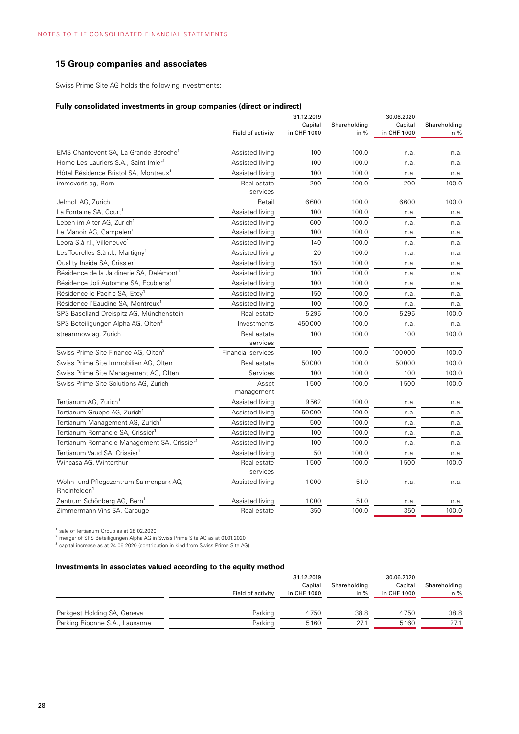## 15 Group companies and associates

Swiss Prime Site AG holds the following investments:

### Fully consolidated investments in group companies (direct or indirect)

| | Field of activity | 31.12.2019 Capital in CHF 1000 | Shareholding in % | 30.06.2020 Capital in CHF 1000 | Shareholding in % |
|---|---|---|---|---|---|
| EMS Chantevent SA, La Grande Béroche[1] | Assisted living | 100 | 100.0 | n.a. | n.a. |
| Home Les Lauriers S.A., Saint-Imier[1] | Assisted living | 100 | 100.0 | n.a. | n.a. |
| Hôtel Résidence Bristol SA, Montreux[1] | Assisted living | 100 | 100.0 | n.a. | n.a. |
| immoveris ag, Bern | Real estate services | 200 | 100.0 | 200 | 100.0 |
| Jelmoli AG, Zurich | Retail | 6600 | 100.0 | 6600 | 100.0 |
| La Fontaine SA, Court[1] | Assisted living | 100 | 100.0 | n.a. | n.a. |
| Leben im Alter AG, Zurich[1] | Assisted living | 600 | 100.0 | n.a. | n.a. |
| Le Manoir AG, Gampelen[1] | Assisted living | 100 | 100.0 | n.a. | n.a. |
| Leora S.à r.l., Villeneuve[1] | Assisted living | 140 | 100.0 | n.a. | n.a. |
| Les Tourelles S.à r.l., Martigny[1] | Assisted living | 20 | 100.0 | n.a. | n.a. |
| Quality Inside SA, Crissier[1] | Assisted living | 150 | 100.0 | n.a. | n.a. |
| Résidence de la Jardinerie SA, Delémont[1] | Assisted living | 100 | 100.0 | n.a. | n.a. |
| Résidence Joli Automne SA, Ecublens[1] | Assisted living | 100 | 100.0 | n.a. | n.a. |
| Résidence le Pacific SA, Etoy[1] | Assisted living | 150 | 100.0 | n.a. | n.a. |
| Résidence l'Eaudine SA, Montreux[1] | Assisted living | 100 | 100.0 | n.a. | n.a. |
| SPS Baselland Dreispitz AG, Münchenstein | Real estate | 5295 | 100.0 | 5295 | 100.0 |
| SPS Beteiligungen Alpha AG, Olten[2] | Investments | 450000 | 100.0 | n.a. | n.a. |
| streamnow ag, Zurich | Real estate services | 100 | 100.0 | 100 | 100.0 |
| Swiss Prime Site Finance AG, Olten[3] | Financial services | 100 | 100.0 | 100000 | 100.0 |
| Swiss Prime Site Immobilien AG, Olten | Real estate | 50000 | 100.0 | 50000 | 100.0 |
| Swiss Prime Site Management AG, Olten | Services | 100 | 100.0 | 100 | 100.0 |
| Swiss Prime Site Solutions AG, Zurich | Asset management | 1500 | 100.0 | 1500 | 100.0 |
| Tertianum AG, Zurich[1] | Assisted living | 9562 | 100.0 | n.a. | n.a. |
| Tertianum Gruppe AG, Zurich[1] | Assisted living | 50000 | 100.0 | n.a. | n.a. |
| Tertianum Management AG, Zurich[1] | Assisted living | 500 | 100.0 | n.a. | n.a. |
| Tertianum Romandie SA, Crissier[1] | Assisted living | 100 | 100.0 | n.a. | n.a. |
| Tertianum Romandie Management SA, Crissier[1] | Assisted living | 100 | 100.0 | n.a. | n.a. |
| Tertianum Vaud SA, Crissier[1] | Assisted living | 50 | 100.0 | n.a. | n.a. |
| Wincasa AG, Winterthur | Real estate services | 1500 | 100.0 | 1500 | 100.0 |
| Wohn- und Pflegezentrum Salmenpark AG, Rheinfelden[1] | Assisted living | 1000 | 51.0 | n.a. | n.a. |
| Zentrum Schönberg AG, Bern[1] | Assisted living | 1000 | 51.0 | n.a. | n.a. |
| Zimmermann Vins SA, Carouge | Real estate | 350 | 100.0 | 350 | 100.0 |

[1] sale of Tertianum Group as at 28.02.2020
[2] merger of SPS Beteiligungen Alpha AG in Swiss Prime Site AG as at 01.01.2020
[3] capital increase as at 24.06.2020 (contribution in kind from Swiss Prime Site AG)

### Investments in associates valued according to the equity method

| | Field of activity | 31.12.2019 Capital in CHF 1000 | Shareholding in % | 30.06.2020 Capital in CHF 1000 | Shareholding in % |
|---|---|---|---|---|---|
| Parkgest Holding SA, Geneva | Parking | 4750 | 38.8 | 4750 | 38.8 |
| Parking Riponne S.A., Lausanne | Parking | 5160 | 27.1 | 5160 | 27.1 |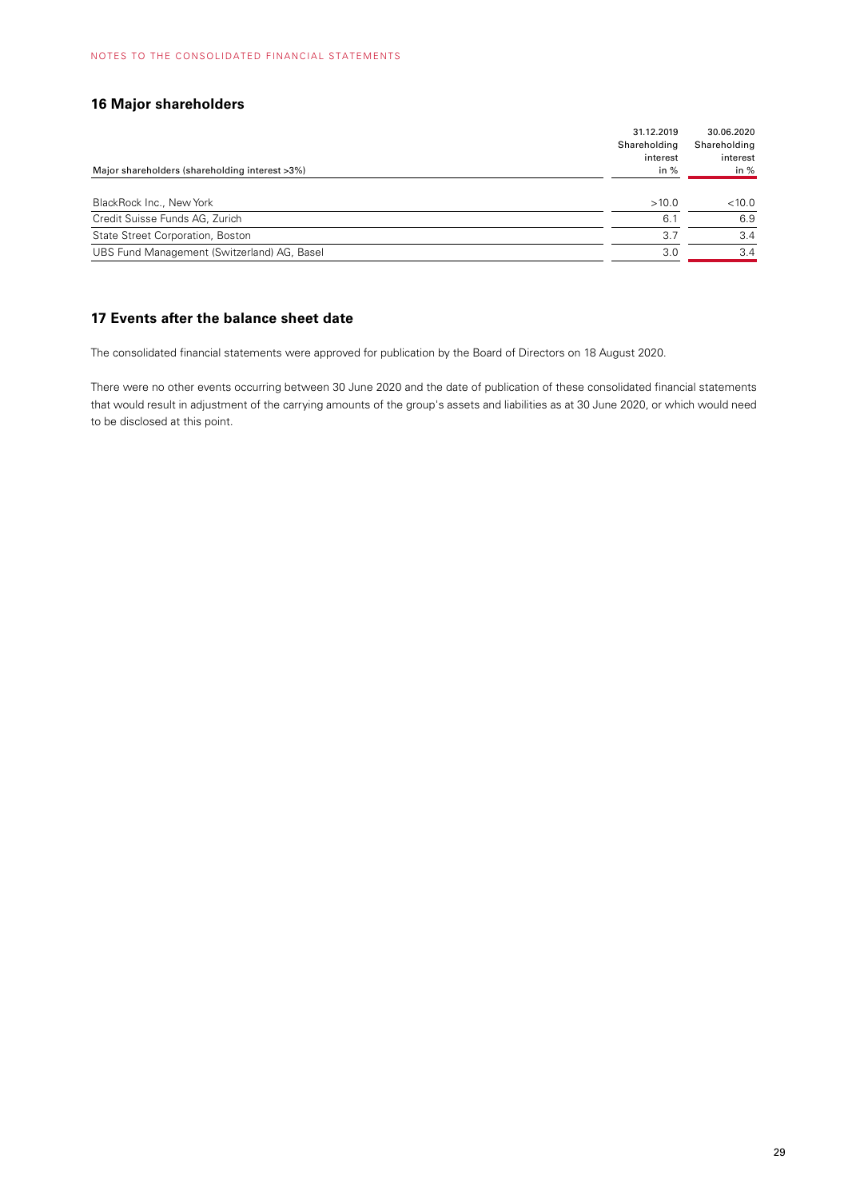## 16 Major shareholders

| Major shareholders (shareholding interest >3%) | 31.12.2019 Shareholding interest in % | 30.06.2020 Shareholding interest in % |
|---|---|---|
| BlackRock Inc., New York | >10.0 | <10.0 |
| Credit Suisse Funds AG, Zurich | 6.1 | 6.9 |
| State Street Corporation, Boston | 3.7 | 3.4 |
| UBS Fund Management (Switzerland) AG, Basel | 3.0 | 3.4 |

## 17 Events after the balance sheet date

The consolidated financial statements were approved for publication by the Board of Directors on 18 August 2020.

There were no other events occurring between 30 June 2020 and the date of publication of these consolidated financial statements that would result in adjustment of the carrying amounts of the group's assets and liabilities as at 30 June 2020, or which would need to be disclosed at this point.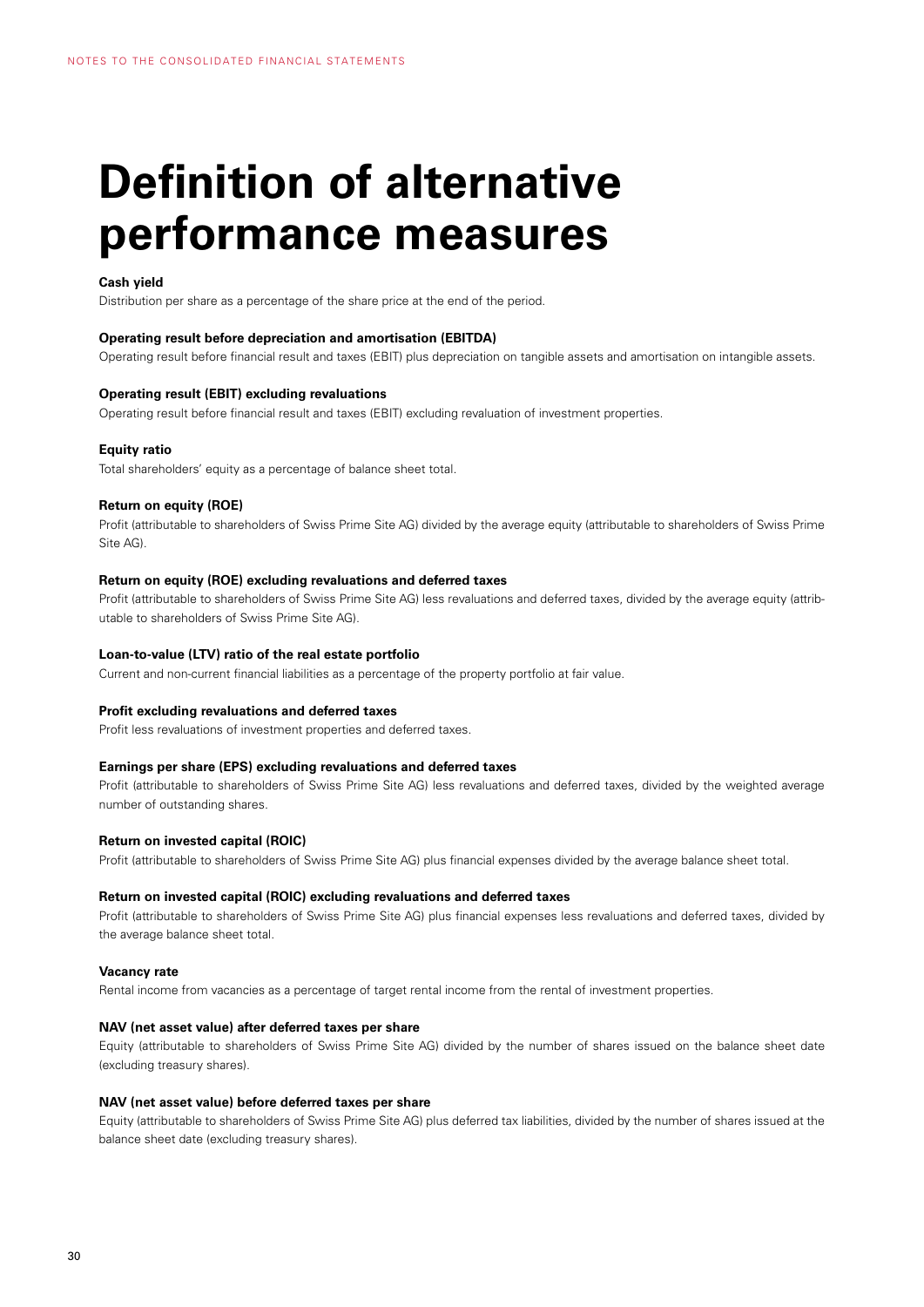# Definition of alternative performance measures

**Cash yield**

Distribution per share as a percentage of the share price at the end of the period.

**Operating result before depreciation and amortisation (EBITDA)**

Operating result before financial result and taxes (EBIT) plus depreciation on tangible assets and amortisation on intangible assets.

**Operating result (EBIT) excluding revaluations**

Operating result before financial result and taxes (EBIT) excluding revaluation of investment properties.

**Equity ratio**

Total shareholders' equity as a percentage of balance sheet total.

**Return on equity (ROE)**

Profit (attributable to shareholders of Swiss Prime Site AG) divided by the average equity (attributable to shareholders of Swiss Prime Site AG).

**Return on equity (ROE) excluding revaluations and deferred taxes**

Profit (attributable to shareholders of Swiss Prime Site AG) less revaluations and deferred taxes, divided by the average equity (attributable to shareholders of Swiss Prime Site AG).

**Loan-to-value (LTV) ratio of the real estate portfolio**

Current and non-current financial liabilities as a percentage of the property portfolio at fair value.

**Profit excluding revaluations and deferred taxes**

Profit less revaluations of investment properties and deferred taxes.

**Earnings per share (EPS) excluding revaluations and deferred taxes**

Profit (attributable to shareholders of Swiss Prime Site AG) less revaluations and deferred taxes, divided by the weighted average number of outstanding shares.

**Return on invested capital (ROIC)**

Profit (attributable to shareholders of Swiss Prime Site AG) plus financial expenses divided by the average balance sheet total.

**Return on invested capital (ROIC) excluding revaluations and deferred taxes**

Profit (attributable to shareholders of Swiss Prime Site AG) plus financial expenses less revaluations and deferred taxes, divided by the average balance sheet total.

**Vacancy rate**

Rental income from vacancies as a percentage of target rental income from the rental of investment properties.

**NAV (net asset value) after deferred taxes per share**

Equity (attributable to shareholders of Swiss Prime Site AG) divided by the number of shares issued on the balance sheet date (excluding treasury shares).

**NAV (net asset value) before deferred taxes per share**

Equity (attributable to shareholders of Swiss Prime Site AG) plus deferred tax liabilities, divided by the number of shares issued at the balance sheet date (excluding treasury shares).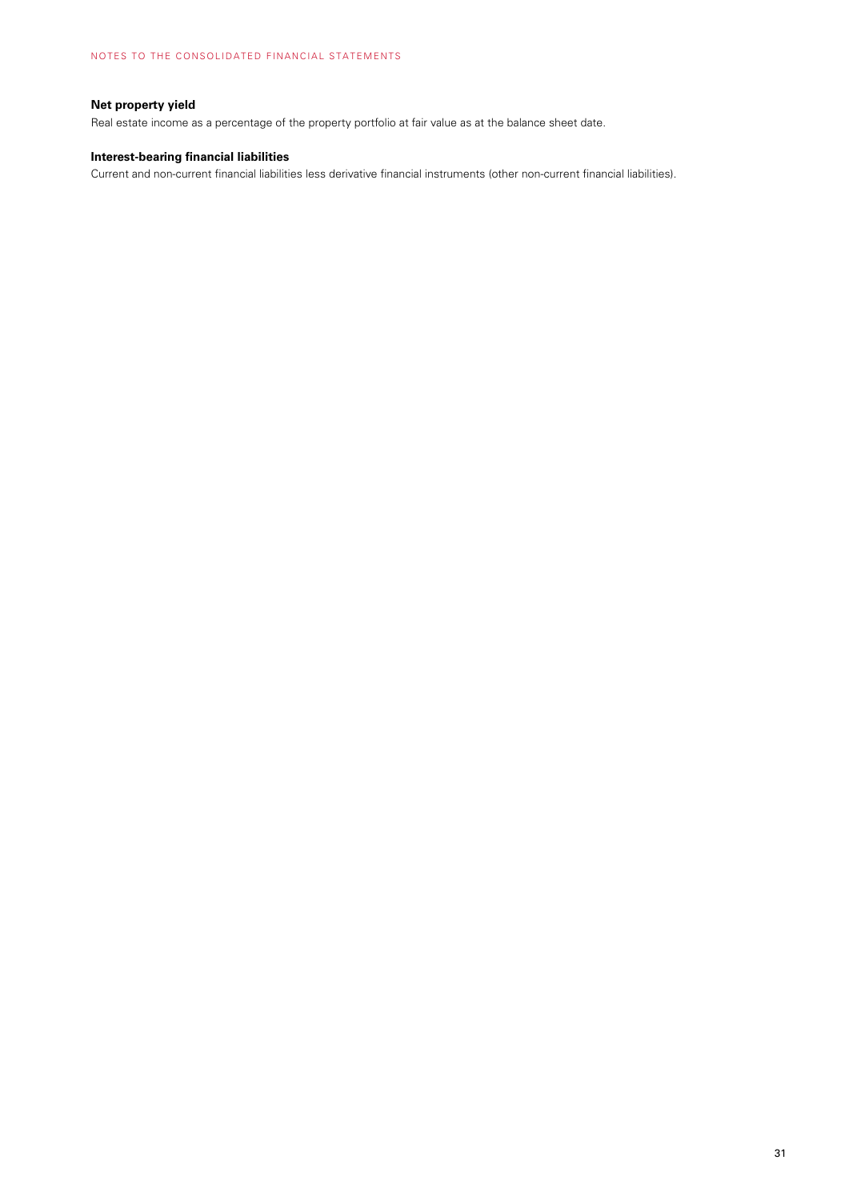**Net property yield**

Real estate income as a percentage of the property portfolio at fair value as at the balance sheet date.

**Interest-bearing financial liabilities**

Current and non-current financial liabilities less derivative financial instruments (other non-current financial liabilities).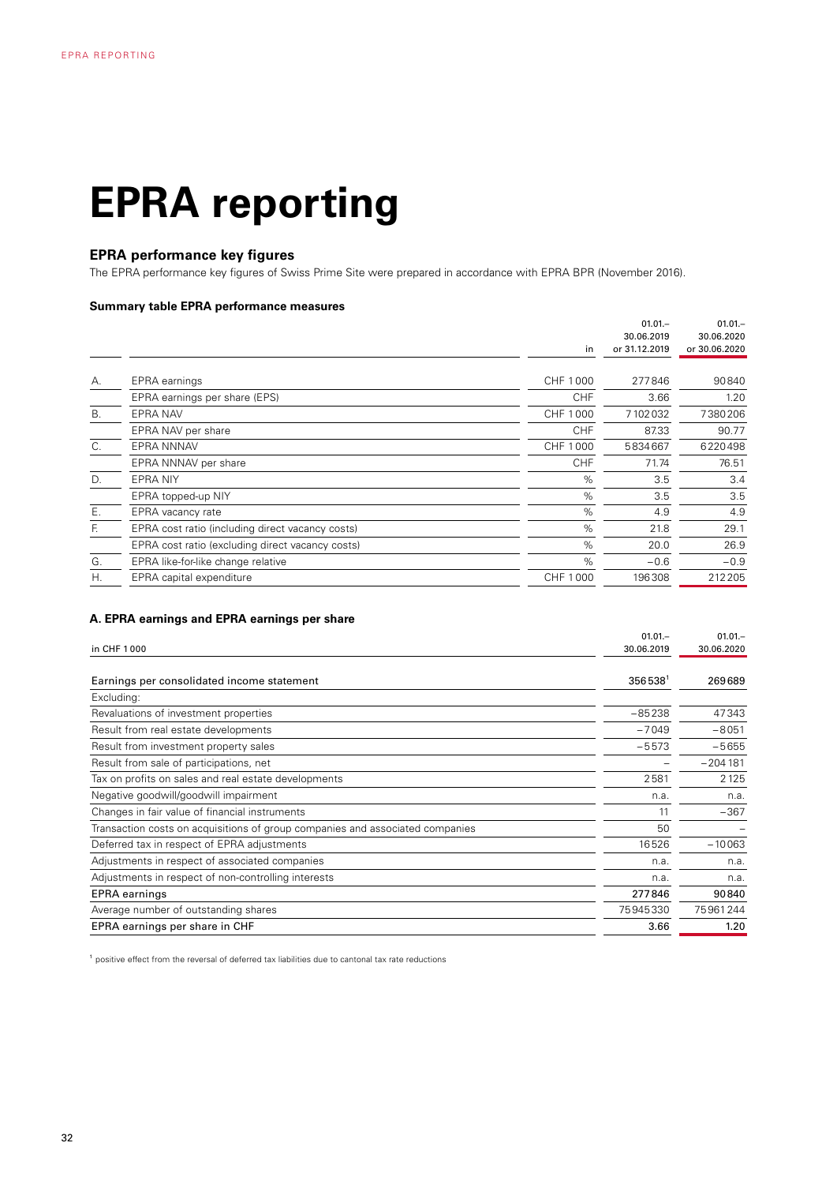# EPRA reporting

## EPRA performance key figures

The EPRA performance key figures of Swiss Prime Site were prepared in accordance with EPRA BPR (November 2016).

### Summary table EPRA performance measures

| | | in | 01.01.–30.06.2019 or 31.12.2019 | 01.01.–30.06.2020 or 30.06.2020 |
|---|---|---|---|---|
| A. | EPRA earnings | CHF 1 000 | 277846 | 90840 |
| | EPRA earnings per share (EPS) | CHF | 3.66 | 1.20 |
| B. | EPRA NAV | CHF 1 000 | 7102032 | 7380206 |
| | EPRA NAV per share | CHF | 87.33 | 90.77 |
| C. | EPRA NNNAV | CHF 1 000 | 5834667 | 6220498 |
| | EPRA NNNAV per share | CHF | 71.74 | 76.51 |
| D. | EPRA NIY | % | 3.5 | 3.4 |
| | EPRA topped-up NIY | % | 3.5 | 3.5 |
| E. | EPRA vacancy rate | % | 4.9 | 4.9 |
| F. | EPRA cost ratio (including direct vacancy costs) | % | 21.8 | 29.1 |
| | EPRA cost ratio (excluding direct vacancy costs) | % | 20.0 | 26.9 |
| G. | EPRA like-for-like change relative | % | −0.6 | −0.9 |
| H. | EPRA capital expenditure | CHF 1 000 | 196308 | 212205 |

### A. EPRA earnings and EPRA earnings per share

| in CHF 1 000 | 01.01.–30.06.2019 | 01.01.–30.06.2020 |
|---|---|---|
| Earnings per consolidated income statement | 356538[1] | 269689 |
| Excluding: | | |
| Revaluations of investment properties | −85238 | 47343 |
| Result from real estate developments | −7049 | −8051 |
| Result from investment property sales | −5573 | −5655 |
| Result from sale of participations, net | – | −204181 |
| Tax on profits on sales and real estate developments | 2581 | 2125 |
| Negative goodwill/goodwill impairment | n.a. | n.a. |
| Changes in fair value of financial instruments | 11 | −367 |
| Transaction costs on acquisitions of group companies and associated companies | 50 | – |
| Deferred tax in respect of EPRA adjustments | 16526 | −10063 |
| Adjustments in respect of associated companies | n.a. | n.a. |
| Adjustments in respect of non-controlling interests | n.a. | n.a. |
| EPRA earnings | 277846 | 90840 |
| Average number of outstanding shares | 75945330 | 75961244 |
| EPRA earnings per share in CHF | 3.66 | 1.20 |

[1] positive effect from the reversal of deferred tax liabilities due to cantonal tax rate reductions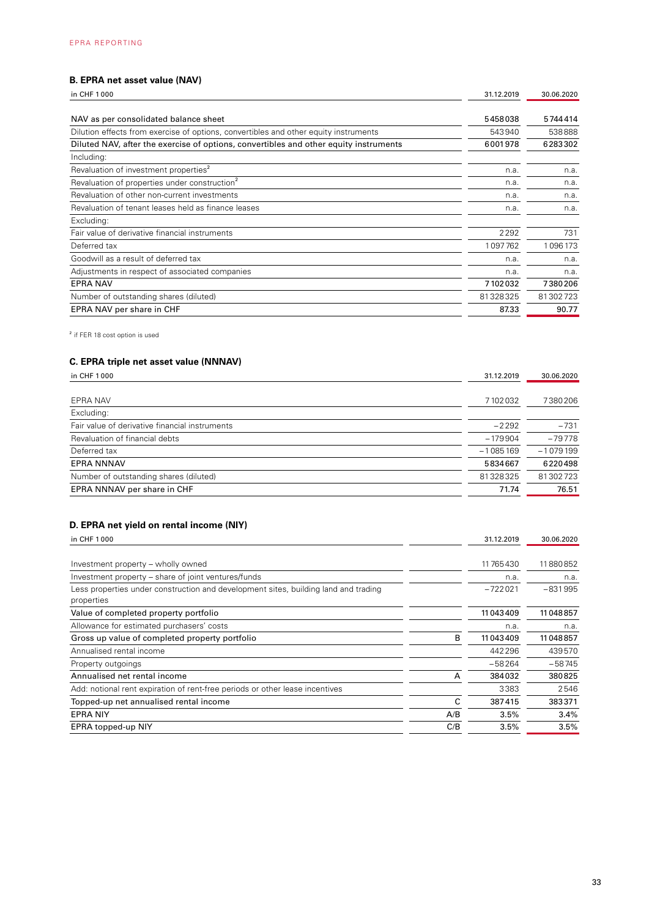## B. EPRA net asset value (NAV)

| in CHF 1 000 | 31.12.2019 | 30.06.2020 |
|---|---|---|
| NAV as per consolidated balance sheet | 5458038 | 5744414 |
| Dilution effects from exercise of options, convertibles and other equity instruments | 543940 | 538888 |
| Diluted NAV, after the exercise of options, convertibles and other equity instruments | 6001978 | 6283302 |
| Including: | | |
| Revaluation of investment properties[2] | n.a. | n.a. |
| Revaluation of properties under construction[2] | n.a. | n.a. |
| Revaluation of other non-current investments | n.a. | n.a. |
| Revaluation of tenant leases held as finance leases | n.a. | n.a. |
| Excluding: | | |
| Fair value of derivative financial instruments | 2292 | 731 |
| Deferred tax | 1097762 | 1096173 |
| Goodwill as a result of deferred tax | n.a. | n.a. |
| Adjustments in respect of associated companies | n.a. | n.a. |
| EPRA NAV | 7102032 | 7380206 |
| Number of outstanding shares (diluted) | 81328325 | 81302723 |
| EPRA NAV per share in CHF | 87.33 | 90.77 |

[2] if FER 18 cost option is used

## C. EPRA triple net asset value (NNNAV)

| in CHF 1 000 | 31.12.2019 | 30.06.2020 |
|---|---|---|
| EPRA NAV | 7102032 | 7380206 |
| Excluding: | | |
| Fair value of derivative financial instruments | −2292 | −731 |
| Revaluation of financial debts | −179904 | −79778 |
| Deferred tax | −1085169 | −1079199 |
| EPRA NNNAV | 5834667 | 6220498 |
| Number of outstanding shares (diluted) | 81328325 | 81302723 |
| EPRA NNNAV per share in CHF | 71.74 | 76.51 |

## D. EPRA net yield on rental income (NIY)

| in CHF 1 000 | | 31.12.2019 | 30.06.2020 |
|---|---|---|---|
| Investment property – wholly owned | | 11765430 | 11880852 |
| Investment property – share of joint ventures/funds | | n.a. | n.a. |
| Less properties under construction and development sites, building land and trading properties | | −722021 | −831995 |
| Value of completed property portfolio | | 11043409 | 11048857 |
| Allowance for estimated purchasers' costs | | n.a. | n.a. |
| Gross up value of completed property portfolio | B | 11043409 | 11048857 |
| Annualised rental income | | 442296 | 439570 |
| Property outgoings | | −58264 | −58745 |
| Annualised net rental income | A | 384032 | 380825 |
| Add: notional rent expiration of rent-free periods or other lease incentives | | 3383 | 2546 |
| Topped-up net annualised rental income | C | 387415 | 383371 |
| EPRA NIY | A/B | 3.5% | 3.4% |
| EPRA topped-up NIY | C/B | 3.5% | 3.5% |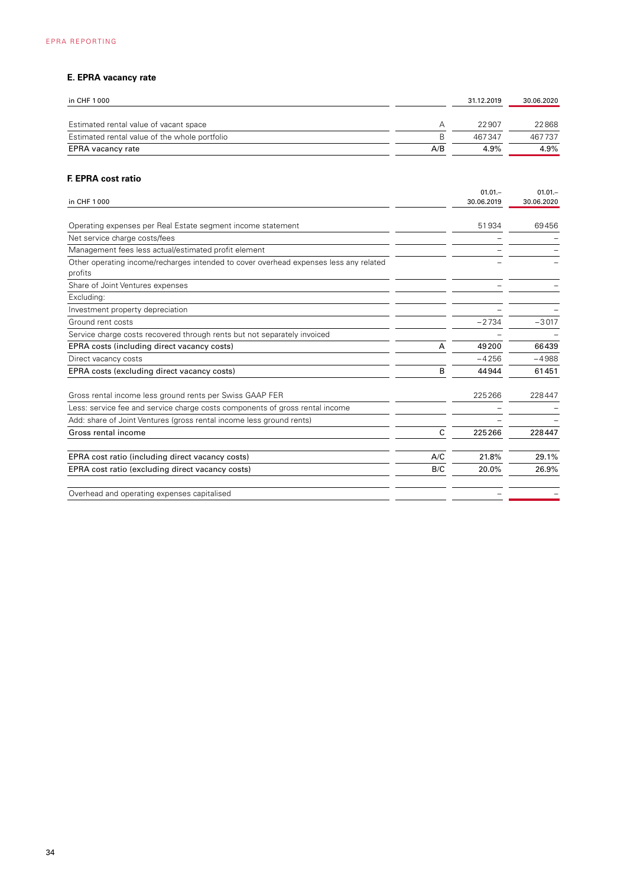### E. EPRA vacancy rate

| in CHF 1 000 | | 31.12.2019 | 30.06.2020 |
|---|---|---|---|
| Estimated rental value of vacant space | A | 22907 | 22868 |
| Estimated rental value of the whole portfolio | B | 467347 | 467737 |
| EPRA vacancy rate | A/B | 4.9% | 4.9% |

### F. EPRA cost ratio

| in CHF 1 000 | | 01.01.–30.06.2019 | 01.01.–30.06.2020 |
|---|---|---|---|
| Operating expenses per Real Estate segment income statement | | 51934 | 69456 |
| Net service charge costs/fees | | – | – |
| Management fees less actual/estimated profit element | | – | – |
| Other operating income/recharges intended to cover overhead expenses less any related profits | | – | – |
| Share of Joint Ventures expenses | | – | – |
| Excluding: | | | |
| Investment property depreciation | | – | – |
| Ground rent costs | | –2734 | –3017 |
| Service charge costs recovered through rents but not separately invoiced | | – | – |
| EPRA costs (including direct vacancy costs) | A | 49200 | 66439 |
| Direct vacancy costs | | –4256 | –4988 |
| EPRA costs (excluding direct vacancy costs) | B | 44944 | 61451 |
| | | | |
| Gross rental income less ground rents per Swiss GAAP FER | | 225266 | 228447 |
| Less: service fee and service charge costs components of gross rental income | | – | – |
| Add: share of Joint Ventures (gross rental income less ground rents) | | – | – |
| Gross rental income | C | 225266 | 228447 |
| | | | |
| EPRA cost ratio (including direct vacancy costs) | A/C | 21.8% | 29.1% |
| EPRA cost ratio (excluding direct vacancy costs) | B/C | 20.0% | 26.9% |
| | | | |
| Overhead and operating expenses capitalised | | – | – |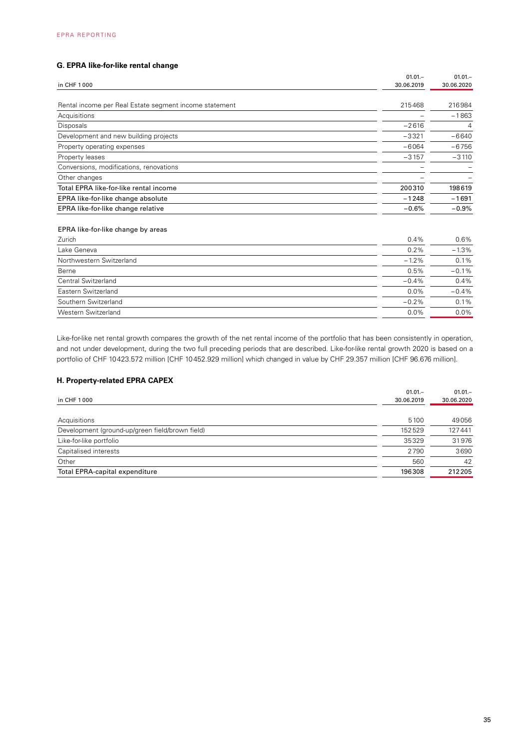### G. EPRA like-for-like rental change

| in CHF 1 000 | 01.01.– 30.06.2019 | 01.01.– 30.06.2020 |
|---|---|---|
| Rental income per Real Estate segment income statement | 215468 | 216984 |
| Acquisitions | – | −1863 |
| Disposals | −2616 | 4 |
| Development and new building projects | −3321 | −6640 |
| Property operating expenses | −6064 | −6756 |
| Property leases | −3157 | −3110 |
| Conversions, modifications, renovations | – | – |
| Other changes | – | – |
| Total EPRA like-for-like rental income | 200310 | 198619 |
| EPRA like-for-like change absolute | −1248 | −1691 |
| EPRA like-for-like change relative | −0.6% | −0.9% |
| | | |
| EPRA like-for-like change by areas | | |
| Zurich | 0.4% | 0.6% |
| Lake Geneva | 0.2% | −1.3% |
| Northwestern Switzerland | −1.2% | 0.1% |
| Berne | 0.5% | −0.1% |
| Central Switzerland | −0.4% | 0.4% |
| Eastern Switzerland | 0.0% | −0.4% |
| Southern Switzerland | −0.2% | 0.1% |
| Western Switzerland | 0.0% | 0.0% |

Like-for-like net rental growth compares the growth of the net rental income of the portfolio that has been consistently in operation, and not under development, during the two full preceding periods that are described. Like-for-like rental growth 2020 is based on a portfolio of CHF 10423.572 million [CHF 10452.929 million] which changed in value by CHF 29.357 million [CHF 96.676 million].

### H. Property-related EPRA CAPEX

| in CHF 1 000 | 01.01.– 30.06.2019 | 01.01.– 30.06.2020 |
|---|---|---|
| Acquisitions | 5100 | 49056 |
| Development (ground-up/green field/brown field) | 152529 | 127441 |
| Like-for-like portfolio | 35329 | 31976 |
| Capitalised interests | 2790 | 3690 |
| Other | 560 | 42 |
| Total EPRA-capital expenditure | 196308 | 212205 |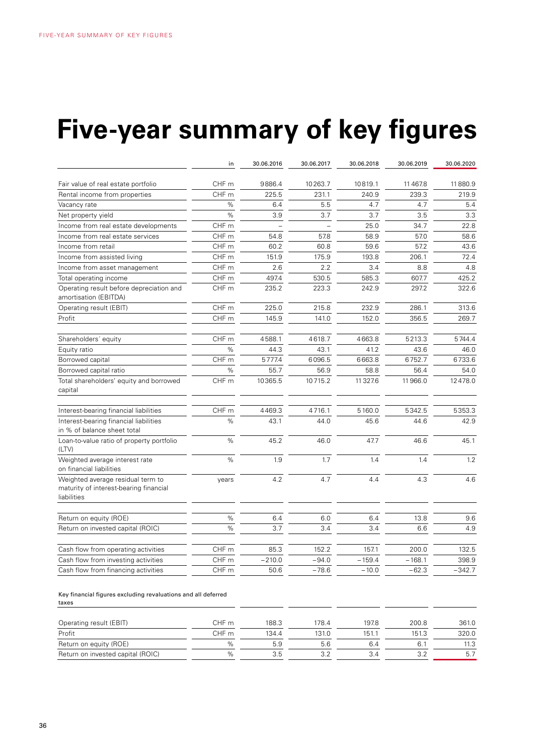# Five-year summary of key figures

| | in | 30.06.2016 | 30.06.2017 | 30.06.2018 | 30.06.2019 | 30.06.2020 |
|---|---|---|---|---|---|---|
| Fair value of real estate portfolio | CHF m | 9886.4 | 10263.7 | 10819.1 | 11467.8 | 11880.9 |
| Rental income from properties | CHF m | 225.5 | 231.1 | 240.9 | 239.3 | 219.9 |
| Vacancy rate | % | 6.4 | 5.5 | 4.7 | 4.7 | 5.4 |
| Net property yield | % | 3.9 | 3.7 | 3.7 | 3.5 | 3.3 |
| Income from real estate developments | CHF m | – | – | 25.0 | 34.7 | 22.8 |
| Income from real estate services | CHF m | 54.8 | 57.8 | 58.9 | 57.0 | 58.6 |
| Income from retail | CHF m | 60.2 | 60.8 | 59.6 | 57.2 | 43.6 |
| Income from assisted living | CHF m | 151.9 | 175.9 | 193.8 | 206.1 | 72.4 |
| Income from asset management | CHF m | 2.6 | 2.2 | 3.4 | 8.8 | 4.8 |
| Total operating income | CHF m | 497.4 | 530.5 | 585.3 | 607.7 | 425.2 |
| Operating result before depreciation and amortisation (EBITDA) | CHF m | 235.2 | 223.3 | 242.9 | 297.2 | 322.6 |
| Operating result (EBIT) | CHF m | 225.0 | 215.8 | 232.9 | 286.1 | 313.6 |
| Profit | CHF m | 145.9 | 141.0 | 152.0 | 356.5 | 269.7 |
| Shareholders´ equity | CHF m | 4588.1 | 4618.7 | 4663.8 | 5213.3 | 5744.4 |
| Equity ratio | % | 44.3 | 43.1 | 41.2 | 43.6 | 46.0 |
| Borrowed capital | CHF m | 5777.4 | 6096.5 | 6663.8 | 6752.7 | 6733.6 |
| Borrowed capital ratio | % | 55.7 | 56.9 | 58.8 | 56.4 | 54.0 |
| Total shareholders' equity and borrowed capital | CHF m | 10365.5 | 10715.2 | 11327.6 | 11966.0 | 12478.0 |
| Interest-bearing financial liabilities | CHF m | 4469.3 | 4716.1 | 5160.0 | 5342.5 | 5353.3 |
| Interest-bearing financial liabilities in % of balance sheet total | % | 43.1 | 44.0 | 45.6 | 44.6 | 42.9 |
| Loan-to-value ratio of property portfolio (LTV) | % | 45.2 | 46.0 | 47.7 | 46.6 | 45.1 |
| Weighted average interest rate on financial liabilities | % | 1.9 | 1.7 | 1.4 | 1.4 | 1.2 |
| Weighted average residual term to maturity of interest-bearing financial liabilities | years | 4.2 | 4.7 | 4.4 | 4.3 | 4.6 |
| Return on equity (ROE) | % | 6.4 | 6.0 | 6.4 | 13.8 | 9.6 |
| Return on invested capital (ROIC) | % | 3.7 | 3.4 | 3.4 | 6.6 | 4.9 |
| Cash flow from operating activities | CHF m | 85.3 | 152.2 | 157.1 | 200.0 | 132.5 |
| Cash flow from investing activities | CHF m | −210.0 | −94.0 | −159.4 | −168.1 | 398.9 |
| Cash flow from financing activities | CHF m | 50.6 | −78.6 | −10.0 | −62.3 | −342.7 |
| **Key financial figures excluding revaluations and all deferred taxes** | | | | | | |
| Operating result (EBIT) | CHF m | 188.3 | 178.4 | 197.8 | 200.8 | 361.0 |
| Profit | CHF m | 134.4 | 131.0 | 151.1 | 151.3 | 320.0 |
| Return on equity (ROE) | % | 5.9 | 5.6 | 6.4 | 6.1 | 11.3 |
| Return on invested capital (ROIC) | % | 3.5 | 3.2 | 3.4 | 3.2 | 5.7 |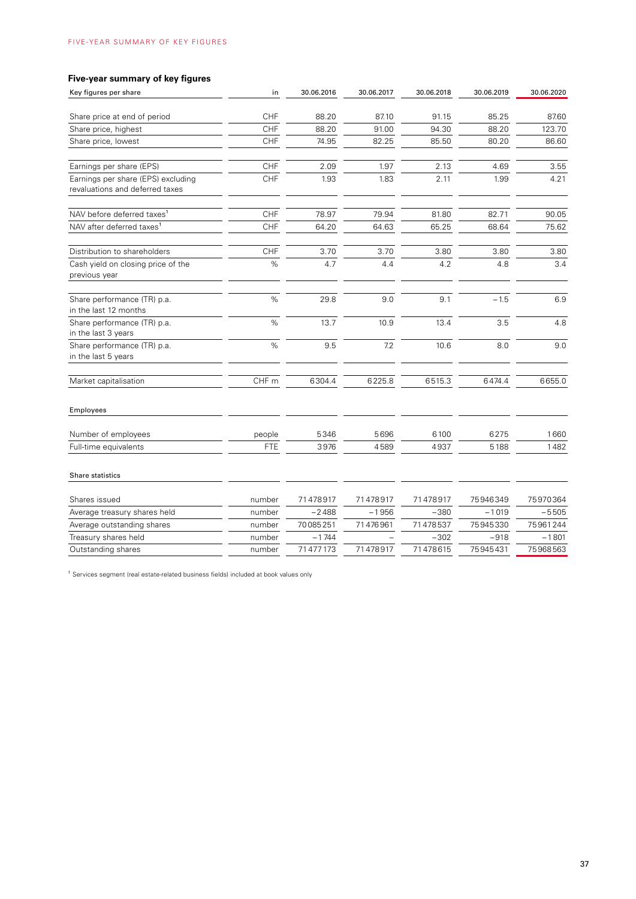## Five-year summary of key figures

| Key figures per share | in | 30.06.2016 | 30.06.2017 | 30.06.2018 | 30.06.2019 | 30.06.2020 |
|---|---|---|---|---|---|---|
| Share price at end of period | CHF | 88.20 | 87.10 | 91.15 | 85.25 | 87.60 |
| Share price, highest | CHF | 88.20 | 91.00 | 94.30 | 88.20 | 123.70 |
| Share price, lowest | CHF | 74.95 | 82.25 | 85.50 | 80.20 | 86.60 |
| Earnings per share (EPS) | CHF | 2.09 | 1.97 | 2.13 | 4.69 | 3.55 |
| Earnings per share (EPS) excluding revaluations and deferred taxes | CHF | 1.93 | 1.83 | 2.11 | 1.99 | 4.21 |
| NAV before deferred taxes[1] | CHF | 78.97 | 79.94 | 81.80 | 82.71 | 90.05 |
| NAV after deferred taxes[1] | CHF | 64.20 | 64.63 | 65.25 | 68.64 | 75.62 |
| Distribution to shareholders | CHF | 3.70 | 3.70 | 3.80 | 3.80 | 3.80 |
| Cash yield on closing price of the previous year | % | 4.7 | 4.4 | 4.2 | 4.8 | 3.4 |
| Share performance (TR) p.a. in the last 12 months | % | 29.8 | 9.0 | 9.1 | −1.5 | 6.9 |
| Share performance (TR) p.a. in the last 3 years | % | 13.7 | 10.9 | 13.4 | 3.5 | 4.8 |
| Share performance (TR) p.a. in the last 5 years | % | 9.5 | 7.2 | 10.6 | 8.0 | 9.0 |
| Market capitalisation | CHF m | 6304.4 | 6225.8 | 6515.3 | 6474.4 | 6655.0 |
| **Employees** | | | | | | |
| Number of employees | people | 5346 | 5696 | 6100 | 6275 | 1660 |
| Full-time equivalents | FTE | 3976 | 4589 | 4937 | 5188 | 1482 |
| **Share statistics** | | | | | | |
| Shares issued | number | 71478917 | 71478917 | 71478917 | 75946349 | 75970364 |
| Average treasury shares held | number | −2488 | −1956 | −380 | −1019 | −5505 |
| Average outstanding shares | number | 70085251 | 71476961 | 71478537 | 75945330 | 75961244 |
| Treasury shares held | number | −1744 | – | −302 | −918 | −1801 |
| Outstanding shares | number | 71477173 | 71478917 | 71478615 | 75945431 | 75968563 |

[1] Services segment (real estate-related business fields) included at book values only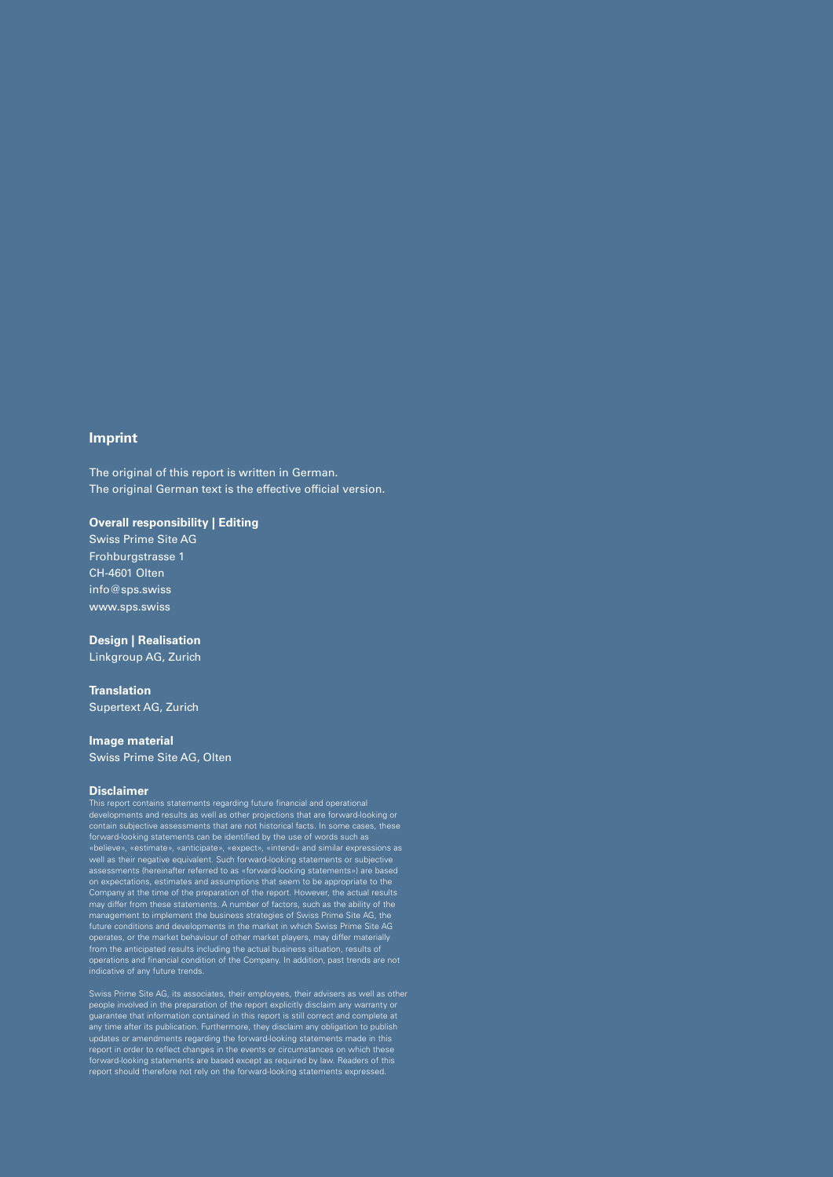## Imprint

The original of this report is written in German.
The original German text is the effective official version.

**Overall responsibility | Editing**
Swiss Prime Site AG
Frohburgstrasse 1
CH-4601 Olten
info@sps.swiss
www.sps.swiss

**Design | Realisation**
Linkgroup AG, Zurich

**Translation**
Supertext AG, Zurich

**Image material**
Swiss Prime Site AG, Olten

**Disclaimer**
This report contains statements regarding future financial and operational developments and results as well as other projections that are forward-looking or contain subjective assessments that are not historical facts. In some cases, these forward-looking statements can be identified by the use of words such as «believe», «estimate», «anticipate», «expect», «intend» and similar expressions as well as their negative equivalent. Such forward-looking statements or subjective assessments (hereinafter referred to as «forward-looking statements») are based on expectations, estimates and assumptions that seem to be appropriate to the Company at the time of the preparation of the report. However, the actual results may differ from these statements. A number of factors, such as the ability of the management to implement the business strategies of Swiss Prime Site AG, the future conditions and developments in the market in which Swiss Prime Site AG operates, or the market behaviour of other market players, may differ materially from the anticipated results including the actual business situation, results of operations and financial condition of the Company. In addition, past trends are not indicative of any future trends.

Swiss Prime Site AG, its associates, their employees, their advisers as well as other people involved in the preparation of the report explicitly disclaim any warranty or guarantee that information contained in this report is still correct and complete at any time after its publication. Furthermore, they disclaim any obligation to publish updates or amendments regarding the forward-looking statements made in this report in order to reflect changes in the events or circumstances on which these forward-looking statements are based except as required by law. Readers of this report should therefore not rely on the forward-looking statements expressed.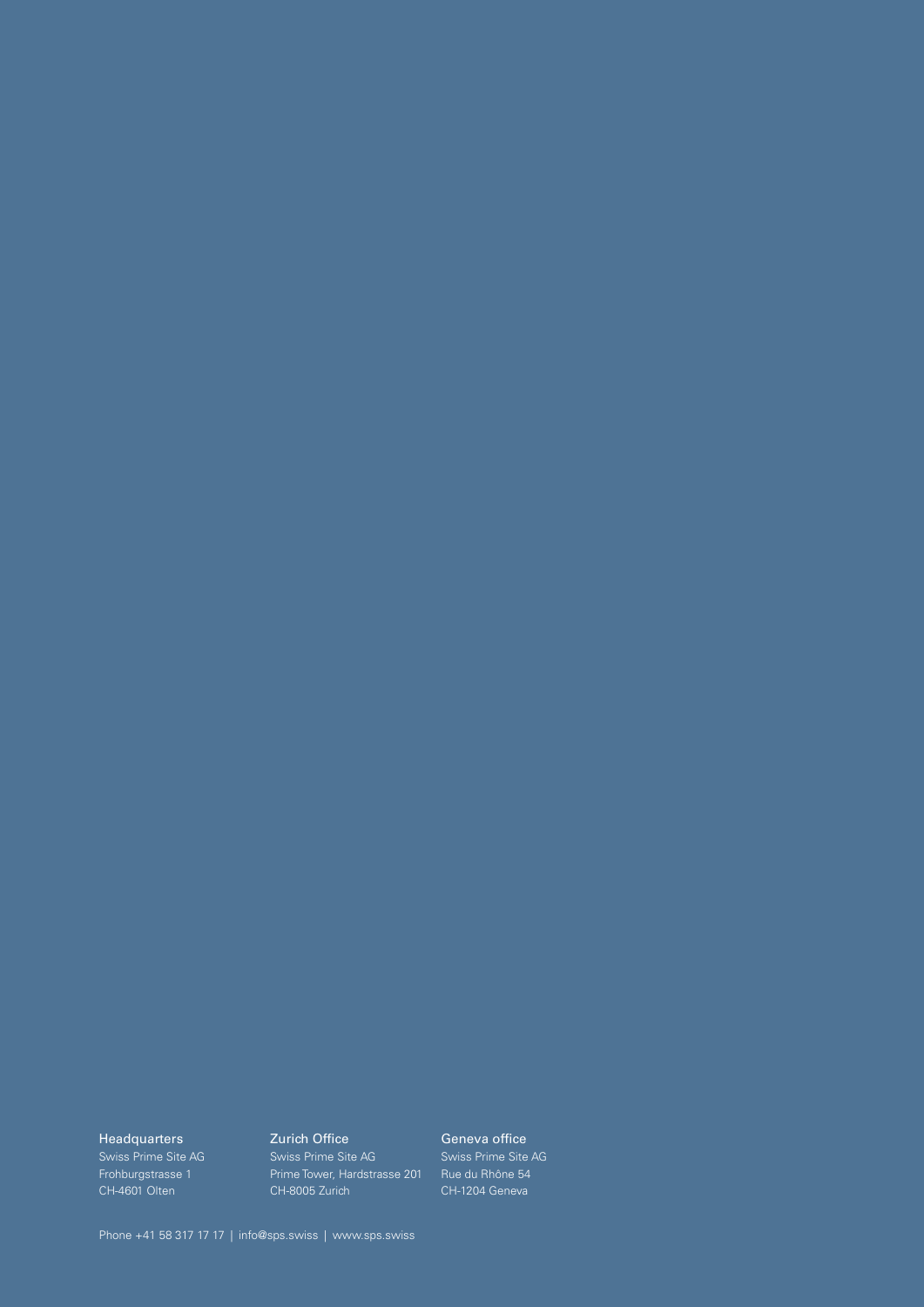**Headquarters**
Swiss Prime Site AG
Frohburgstrasse 1
CH-4601 Olten

**Zurich Office**
Swiss Prime Site AG
Prime Tower, Hardstrasse 201
CH-8005 Zurich

**Geneva office**
Swiss Prime Site AG
Rue du Rhône 54
CH-1204 Geneva

Phone +41 58 317 17 17 | info@sps.swiss | www.sps.swiss